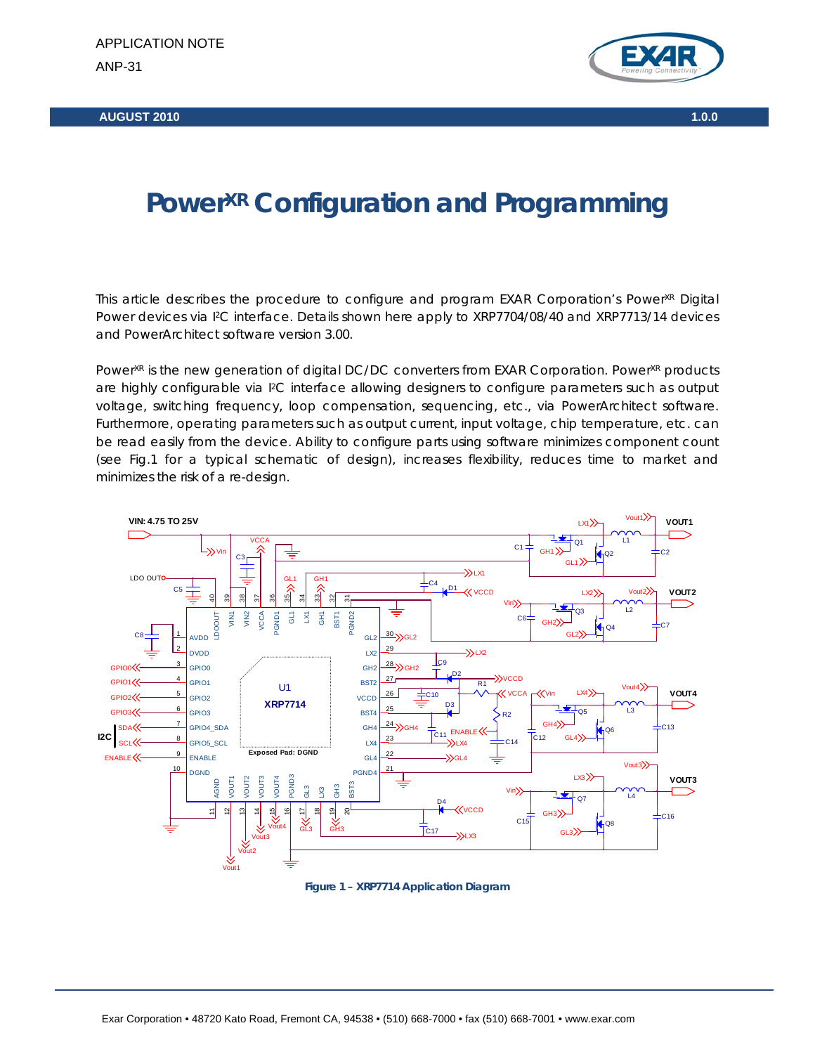APPLICATION NOTE

ANP-31

AUGUST 2010 1.0.0

# Power[XR] Configuration and Programming

This article describes the procedure to configure and program EXAR Corporation's Power[XR] Digital Power devices via I[2]C interface. Details shown here apply to XRP7704/08/40 and XRP7713/14 devices and PowerArchitect software version 3.00.

Power[XR] is the new generation of digital DC/DC converters from EXAR Corporation. Power[XR] products are highly configurable via I[2]C interface allowing designers to configure parameters such as output voltage, switching frequency, loop compensation, sequencing, etc., via PowerArchitect software. Furthermore, operating parameters such as output current, input voltage, chip temperature, etc. can be read easily from the device. Ability to configure parts using software minimizes component count (see Fig.1 for a typical schematic of design), increases flexibility, reduces time to market and minimizes the risk of a re-design.

**Figure 1 – XRP7714 Application Diagram**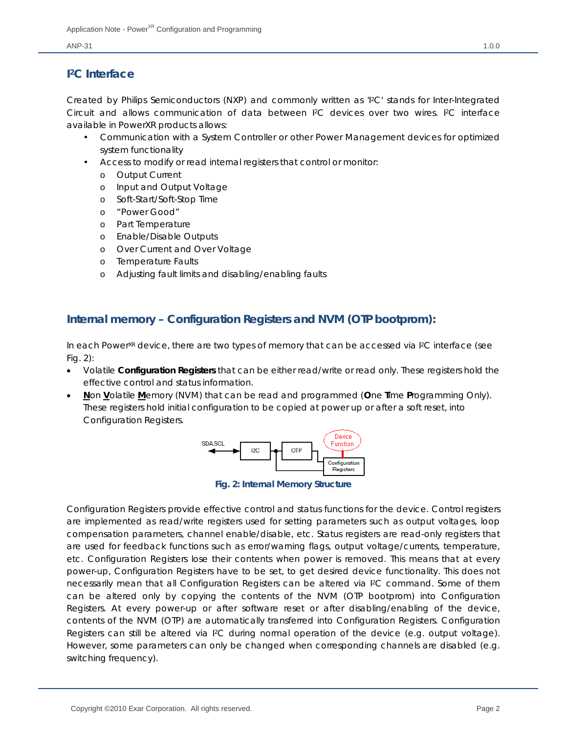## I²C Interface

Created by Philips Semiconductors (NXP) and commonly written as 'I²C' stands for Inter-Integrated Circuit and allows communication of data between I²C devices over two wires. I²C interface available in PowerXR products allows:

- Communication with a System Controller or other Power Management devices for optimized system functionality
- Access to modify or read internal registers that control or monitor:
  - Output Current
  - Input and Output Voltage
  - Soft-Start/Soft-Stop Time
  - "Power Good"
  - Part Temperature
  - Enable/Disable Outputs
  - Over Current and Over Voltage
  - Temperature Faults
  - Adjusting fault limits and disabling/enabling faults

## Internal memory – Configuration Registers and NVM (OTP bootprom):

In each Power^XR device, there are two types of memory that can be accessed via I²C interface (see Fig. 2):

- Volatile **Configuration Registers** that can be either read/write or read only. These registers hold the effective control and status information.
- **N**on **V**olatile **M**emory (NVM) that can be read and programmed (**O**ne **T**ime **P**rogramming Only). These registers hold initial configuration to be copied at power up or after a soft reset, into Configuration Registers.

**Fig. 2: Internal Memory Structure**

Configuration Registers provide effective control and status functions for the device. Control registers are implemented as read/write registers used for setting parameters such as output voltages, loop compensation parameters, channel enable/disable, etc. Status registers are read-only registers that are used for feedback functions such as error/warning flags, output voltage/currents, temperature, etc. Configuration Registers lose their contents when power is removed. This means that at every power-up, Configuration Registers have to be set, to get desired device functionality. This does not necessarily mean that all Configuration Registers can be altered via I²C command. Some of them can be altered only by copying the contents of the NVM (OTP bootprom) into Configuration Registers. At every power-up or after software reset or after disabling/enabling of the device, contents of the NVM (OTP) are automatically transferred into Configuration Registers. Configuration Registers can still be altered via I²C during normal operation of the device (e.g. output voltage). However, some parameters can only be changed when corresponding channels are disabled (e.g. switching frequency).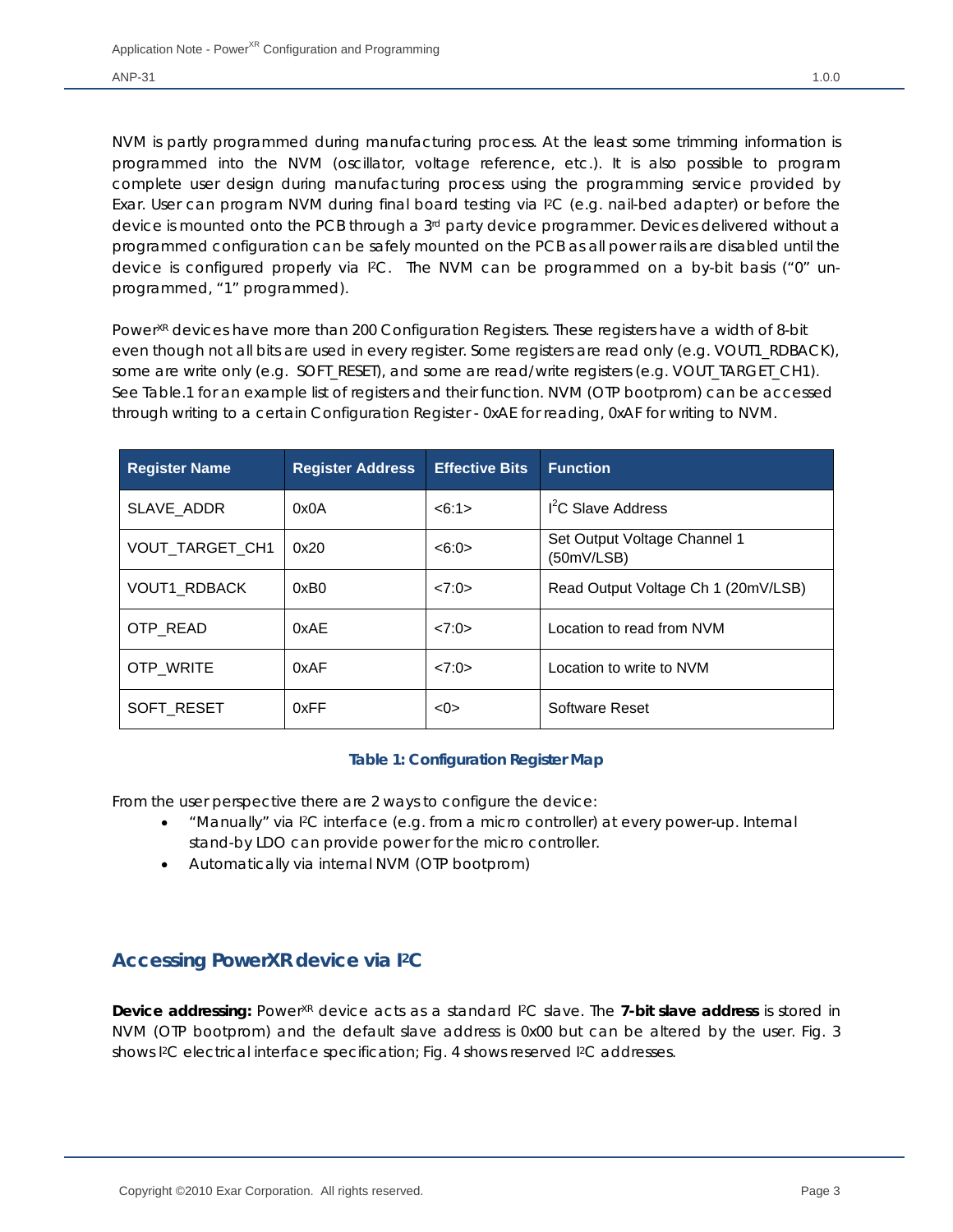NVM is partly programmed during manufacturing process. At the least some trimming information is programmed into the NVM (oscillator, voltage reference, etc.). It is also possible to program complete user design during manufacturing process using the programming service provided by Exar. User can program NVM during final board testing via I²C (e.g. nail-bed adapter) or before the device is mounted onto the PCB through a 3rd party device programmer. Devices delivered without a programmed configuration can be safely mounted on the PCB as all power rails are disabled until the device is configured properly via I²C. The NVM can be programmed on a by-bit basis ("0" un-programmed, "1" programmed).

PowerXR devices have more than 200 Configuration Registers. These registers have a width of 8-bit even though not all bits are used in every register. Some registers are read only (e.g. VOUT1_RDBACK), some are write only (e.g. SOFT_RESET), and some are read/write registers (e.g. VOUT_TARGET_CH1). See Table.1 for an example list of registers and their function. NVM (OTP bootprom) can be accessed through writing to a certain Configuration Register - 0xAE for reading, 0xAF for writing to NVM.

| Register Name | Register Address | Effective Bits | Function |
|---|---|---|---|
| SLAVE_ADDR | 0x0A | <6:1> | I²C Slave Address |
| VOUT_TARGET_CH1 | 0x20 | <6:0> | Set Output Voltage Channel 1 (50mV/LSB) |
| VOUT1_RDBACK | 0xB0 | <7:0> | Read Output Voltage Ch 1 (20mV/LSB) |
| OTP_READ | 0xAE | <7:0> | Location to read from NVM |
| OTP_WRITE | 0xAF | <7:0> | Location to write to NVM |
| SOFT_RESET | 0xFF | <0> | Software Reset |

**Table 1: Configuration Register Map**

From the user perspective there are 2 ways to configure the device:

- "Manually" via I²C interface (e.g. from a micro controller) at every power-up. Internal stand-by LDO can provide power for the micro controller.
- Automatically via internal NVM (OTP bootprom)

## Accessing PowerXR device via I²C

**Device addressing:** PowerXR device acts as a standard I²C slave. The **7-bit slave address** is stored in NVM (OTP bootprom) and the default slave address is 0x00 but can be altered by the user. Fig. 3 shows I²C electrical interface specification; Fig. 4 shows reserved I²C addresses.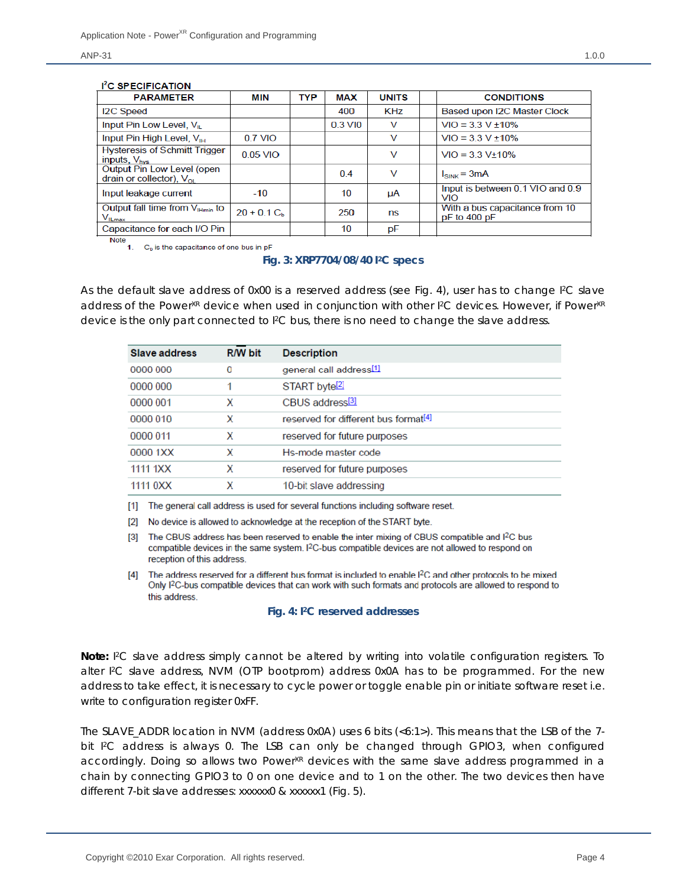**I²C SPECIFICATION**

| PARAMETER | MIN | TYP | MAX | UNITS | | CONDITIONS |
|---|---|---|---|---|---|---|
| I2C Speed | | | 400 | KHz | | Based upon I2C Master Clock |
| Input Pin Low Level, $V_{IL}$ | | | 0.3 VIO | V | | VIO = 3.3 V ±10% |
| Input Pin High Level, $V_{IH}$ | 0.7 VIO | | | V | | VIO = 3.3 V ±10% |
| Hysteresis of Schmitt Trigger inputs, $V_{hys}$ | 0.05 VIO | | | V | | VIO = 3.3 V±10% |
| Output Pin Low Level (open drain or collector), $V_{OL}$ | | | 0.4 | V | | $I_{SINK}$ = 3mA |
| Input leakage current | -10 | | 10 | µA | | Input is between 0.1 VIO and 0.9 VIO |
| Output fall time from $V_{IHmin}$ to $V_{ILmax}$ | 20 + 0.1 $C_b$ | | 250 | ns | | With a bus capacitance from 10 pF to 400 pF |
| Capacitance for each I/O Pin | | | 10 | pF | | |

Note
1. $C_b$ is the capacitance of one bus in pF

**Fig. 3: XRP7704/08/40 I²C specs**

As the default slave address of 0x00 is a reserved address (see Fig. 4), user has to change I²C slave address of the Power^XR device when used in conjunction with other I²C devices. However, if Power^XR device is the only part connected to I²C bus, there is no need to change the slave address.

| Slave address | R/W bit | Description |
|---|---|---|
| 0000 000 | 0 | general call address[1] |
| 0000 000 | 1 | START byte[2] |
| 0000 001 | X | CBUS address[3] |
| 0000 010 | X | reserved for different bus format[4] |
| 0000 011 | X | reserved for future purposes |
| 0000 1XX | X | Hs-mode master code |
| 1111 1XX | X | reserved for future purposes |
| 1111 0XX | X | 10-bit slave addressing |

[1] The general call address is used for several functions including software reset.

[2] No device is allowed to acknowledge at the reception of the START byte.

[3] The CBUS address has been reserved to enable the inter mixing of CBUS compatible and I²C bus compatible devices in the same system. I²C-bus compatible devices are not allowed to respond on reception of this address.

[4] The address reserved for a different bus format is included to enable I²C and other protocols to be mixed Only I²C-bus compatible devices that can work with such formats and protocols are allowed to respond to this address.

**Fig. 4: I²C reserved addresses**

**Note:** I²C slave address simply cannot be altered by writing into volatile configuration registers. To alter I²C slave address, NVM (OTP bootprom) address 0x0A has to be programmed. For the new address to take effect, it is necessary to cycle power or toggle enable pin or initiate software reset i.e. write to configuration register 0xFF.

The SLAVE_ADDR location in NVM (address 0x0A) uses 6 bits (<6:1>). This means that the LSB of the 7-bit I²C address is always 0. The LSB can only be changed through GPIO3, when configured accordingly. Doing so allows two Power^XR devices with the same slave address programmed in a chain by connecting GPIO3 to 0 on one device and to 1 on the other. The two devices then have different 7-bit slave addresses: xxxxxx0 & xxxxxx1 (Fig. 5).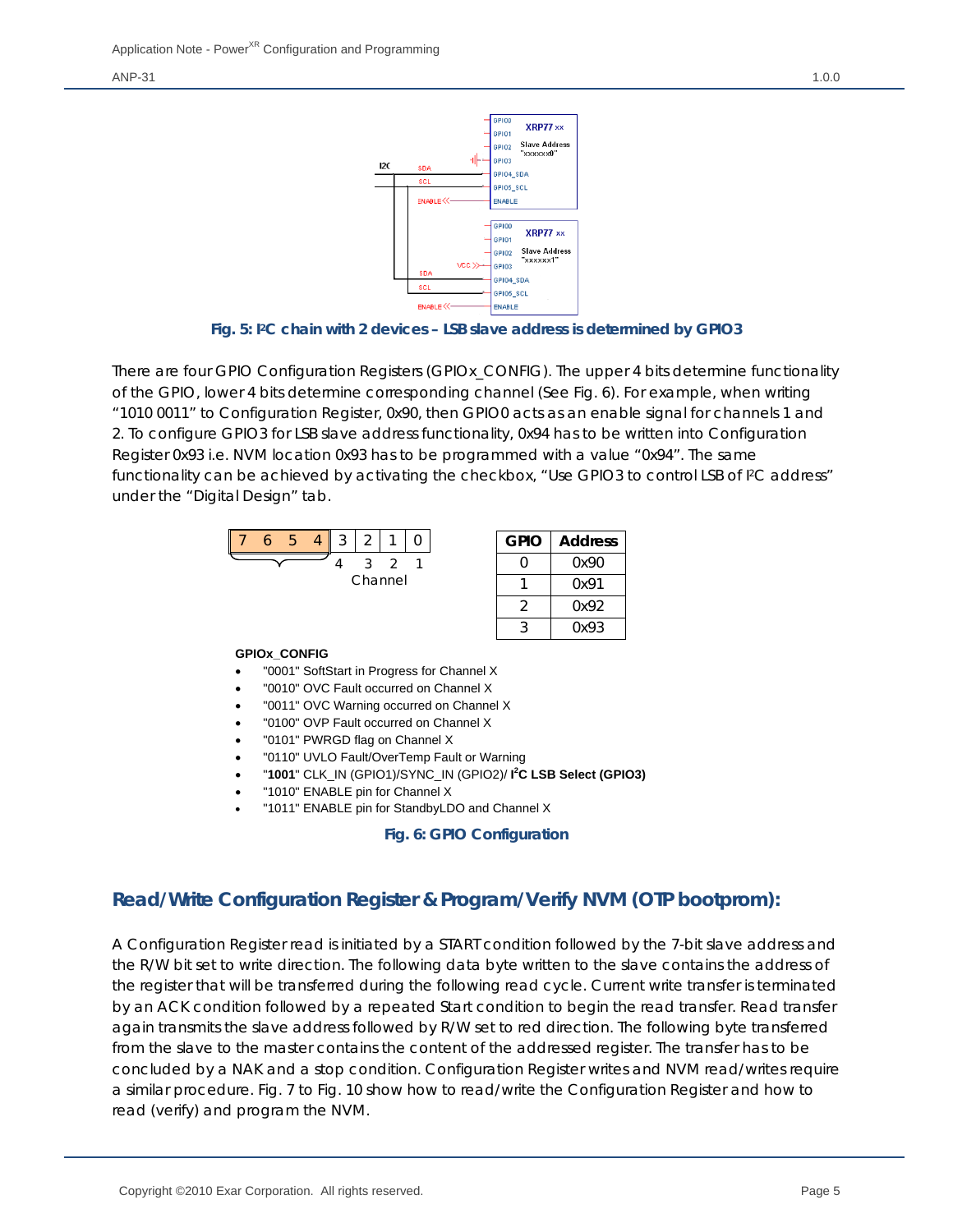Fig. 5: I²C chain with 2 devices – LSB slave address is determined by GPIO3

There are four GPIO Configuration Registers (GPIOx_CONFIG). The upper 4 bits determine functionality of the GPIO, lower 4 bits determine corresponding channel (See Fig. 6). For example, when writing "1010 0011" to Configuration Register, 0x90, then GPIO0 acts as an enable signal for channels 1 and 2. To configure GPIO3 for LSB slave address functionality, 0x94 has to be written into Configuration Register 0x93 i.e. NVM location 0x93 has to be programmed with a value "0x94". The same functionality can be achieved by activating the checkbox, "Use GPIO3 to control LSB of I²C address" under the "Digital Design" tab.

| 7 | 6 | 5 | 4 | 3 | 2 | 1 | 0 |
|---|---|---|---|---|---|---|---|
| | | | | 4 | 3 | 2 | 1 |

Channel

| GPIO | Address |
|---|---|
| 0 | 0x90 |
| 1 | 0x91 |
| 2 | 0x92 |
| 3 | 0x93 |

**GPIOx_CONFIG**

- "0001" SoftStart in Progress for Channel X
- "0010" OVC Fault occurred on Channel X
- "0011" OVC Warning occurred on Channel X
- "0100" OVP Fault occurred on Channel X
- "0101" PWRGD flag on Channel X
- "0110" UVLO Fault/OverTemp Fault or Warning
- "**1001**" CLK_IN (GPIO1)/SYNC_IN (GPIO2)/ **I²C LSB Select (GPIO3)**
- "1010" ENABLE pin for Channel X
- "1011" ENABLE pin for StandbyLDO and Channel X

Fig. 6: GPIO Configuration

## Read/Write Configuration Register & Program/Verify NVM (OTP bootprom):

A Configuration Register read is initiated by a START condition followed by the 7-bit slave address and the R/W bit set to write direction. The following data byte written to the slave contains the address of the register that will be transferred during the following read cycle. Current write transfer is terminated by an ACK condition followed by a repeated Start condition to begin the read transfer. Read transfer again transmits the slave address followed by R/W set to red direction. The following byte transferred from the slave to the master contains the content of the addressed register. The transfer has to be concluded by a NAK and a stop condition. Configuration Register writes and NVM read/writes require a similar procedure. Fig. 7 to Fig. 10 show how to read/write the Configuration Register and how to read (verify) and program the NVM.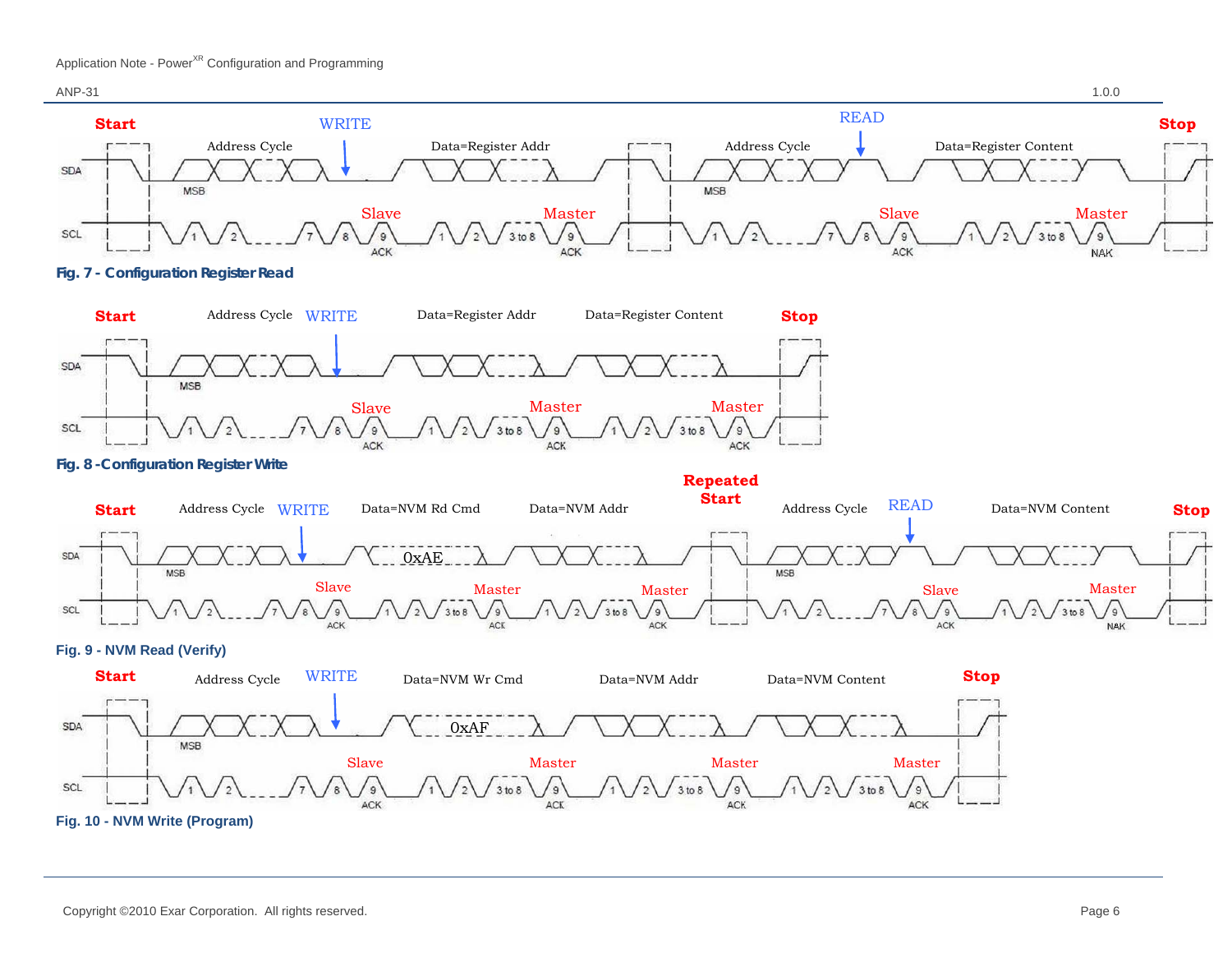Start WRITE READ Stop

Address Cycle Data=Register Addr Address Cycle Data=Register Content

SDA MSB MSB

SCL 1 2 7 8 9 1 2 3 to 8 9 1 2 7 8 9 1 2 3 to 8 9

Slave ACK Master ACK Slave ACK Master NAK

**Fig. 7 - Configuration Register Read**

Start Address Cycle WRITE Data=Register Addr Data=Register Content Stop

SDA MSB

SCL 1 2 7 8 9 1 2 3 to 8 9 1 2 3 to 8 9

Slave ACK Master ACK Master ACK

**Fig. 8 -Configuration Register Write**

Start Address Cycle WRITE Data=NVM Rd Cmd Data=NVM Addr Repeated Start Address Cycle READ Data=NVM Content Stop

SDA MSB 0xAE MSB

SCL 1 2 7 8 9 1 2 3 to 8 9 1 2 3 to 8 9 1 2 7 8 9 1 2 3 to 8 9

Slave ACK Master ACK Master ACK Slave ACK Master NAK

**Fig. 9 - NVM Read (Verify)**

Start Address Cycle WRITE Data=NVM Wr Cmd Data=NVM Addr Data=NVM Content Stop

SDA MSB 0xAF

SCL 1 2 7 8 9 1 2 3 to 8 9 1 2 3 to 8 9 1 2 3 to 8 9

Slave ACK Master ACK Master ACK Master ACK

**Fig. 10 - NVM Write (Program)**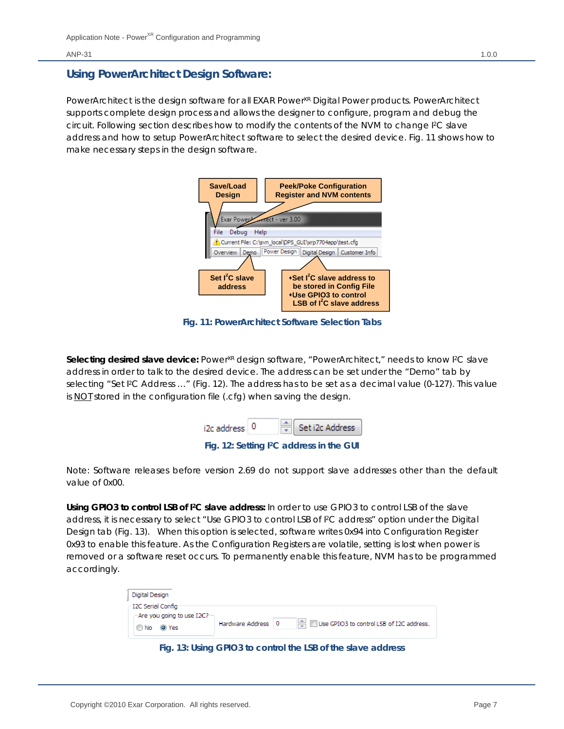## Using PowerArchitect Design Software:

PowerArchitect is the design software for all EXAR Power$^{XR}$ Digital Power products. PowerArchitect supports complete design process and allows the designer to configure, program and debug the circuit. Following section describes how to modify the contents of the NVM to change I²C slave address and how to setup PowerArchitect software to select the desired device. Fig. 11 shows how to make necessary steps in the design software.

Fig. 11: PowerArchitect Software Selection Tabs

**Selecting desired slave device:** Power$^{XR}$ design software, "PowerArchitect," needs to know I²C slave address in order to talk to the desired device. The address can be set under the "Demo" tab by selecting "Set I²C Address …" (Fig. 12). The address has to be set as a decimal value (0-127). This value is NOT stored in the configuration file (.cfg) when saving the design.

Fig. 12: Setting I²C address in the GUI

Note: Software releases before version 2.69 do not support slave addresses other than the default value of 0x00.

**Using GPIO3 to control LSB of I²C slave address:** In order to use GPIO3 to control LSB of the slave address, it is necessary to select "Use GPIO3 to control LSB of I²C address" option under the Digital Design tab (Fig. 13). When this option is selected, software writes 0x94 into Configuration Register 0x93 to enable this feature. As the Configuration Registers are volatile, setting is lost when power is removed or a software reset occurs. To permanently enable this feature, NVM has to be programmed accordingly.

Fig. 13: Using GPIO3 to control the LSB of the slave address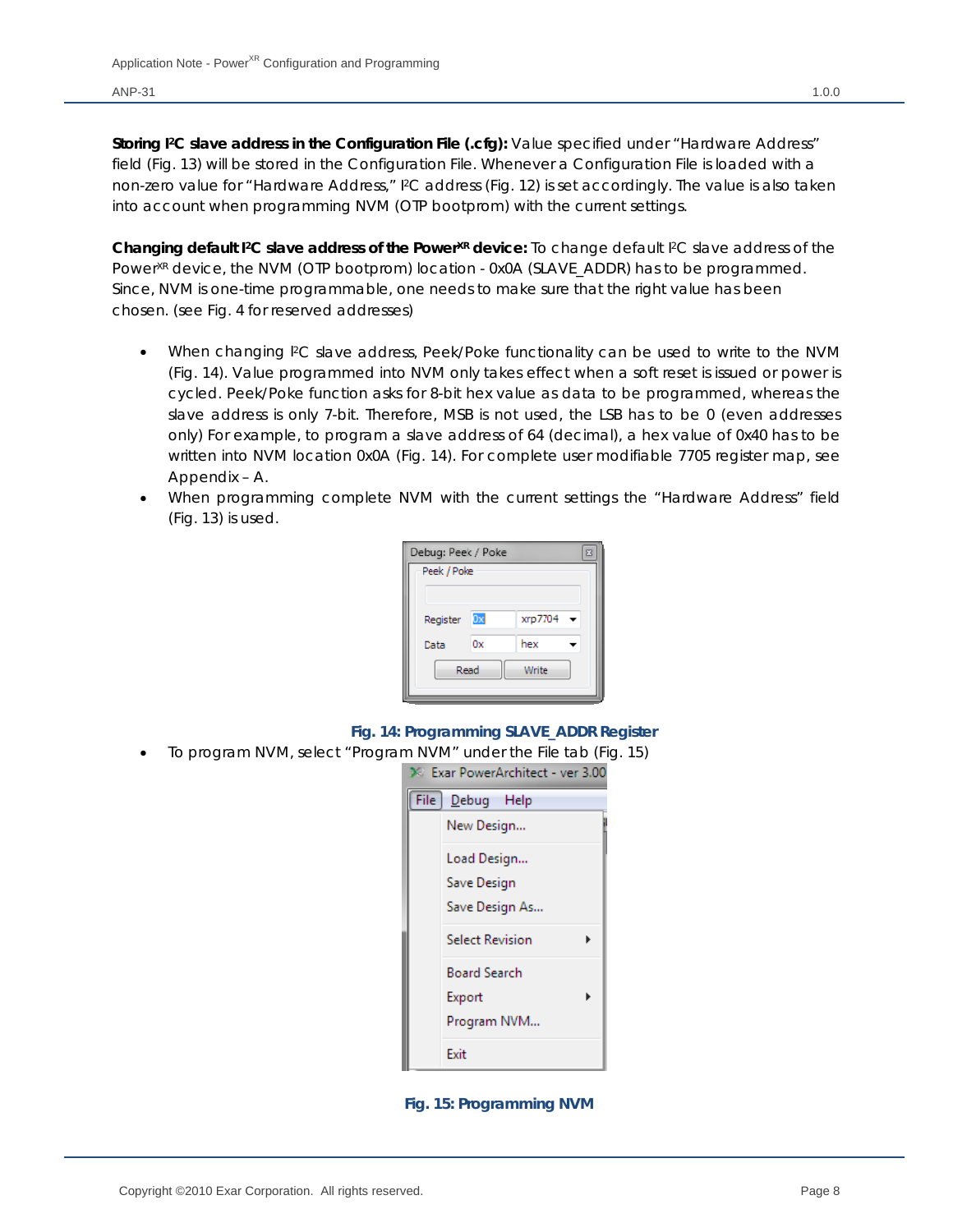**Storing I²C slave address in the Configuration File (.cfg):** Value specified under "Hardware Address" field (Fig. 13) will be stored in the Configuration File. Whenever a Configuration File is loaded with a non-zero value for "Hardware Address," I²C address (Fig. 12) is set accordingly. The value is also taken into account when programming NVM (OTP bootprom) with the current settings.

**Changing default I²C slave address of the Power$^{XR}$ device:** To change default I²C slave address of the Power$^{XR}$ device, the NVM (OTP bootprom) location - 0x0A (SLAVE_ADDR) has to be programmed. Since, NVM is one-time programmable, one needs to make sure that the right value has been chosen. (see Fig. 4 for reserved addresses)

- When changing I²C slave address, Peek/Poke functionality can be used to write to the NVM (Fig. 14). Value programmed into NVM only takes effect when a soft reset is issued or power is cycled. Peek/Poke function asks for 8-bit hex value as data to be programmed, whereas the slave address is only 7-bit. Therefore, MSB is not used, the LSB has to be 0 (even addresses only) For example, to program a slave address of 64 (decimal), a hex value of 0x40 has to be written into NVM location 0x0A (Fig. 14). For complete user modifiable 7705 register map, see Appendix – A.
- When programming complete NVM with the current settings the "Hardware Address" field (Fig. 13) is used.

Fig. 14: Programming SLAVE_ADDR Register

- To program NVM, select "Program NVM" under the File tab (Fig. 15)

Fig. 15: Programming NVM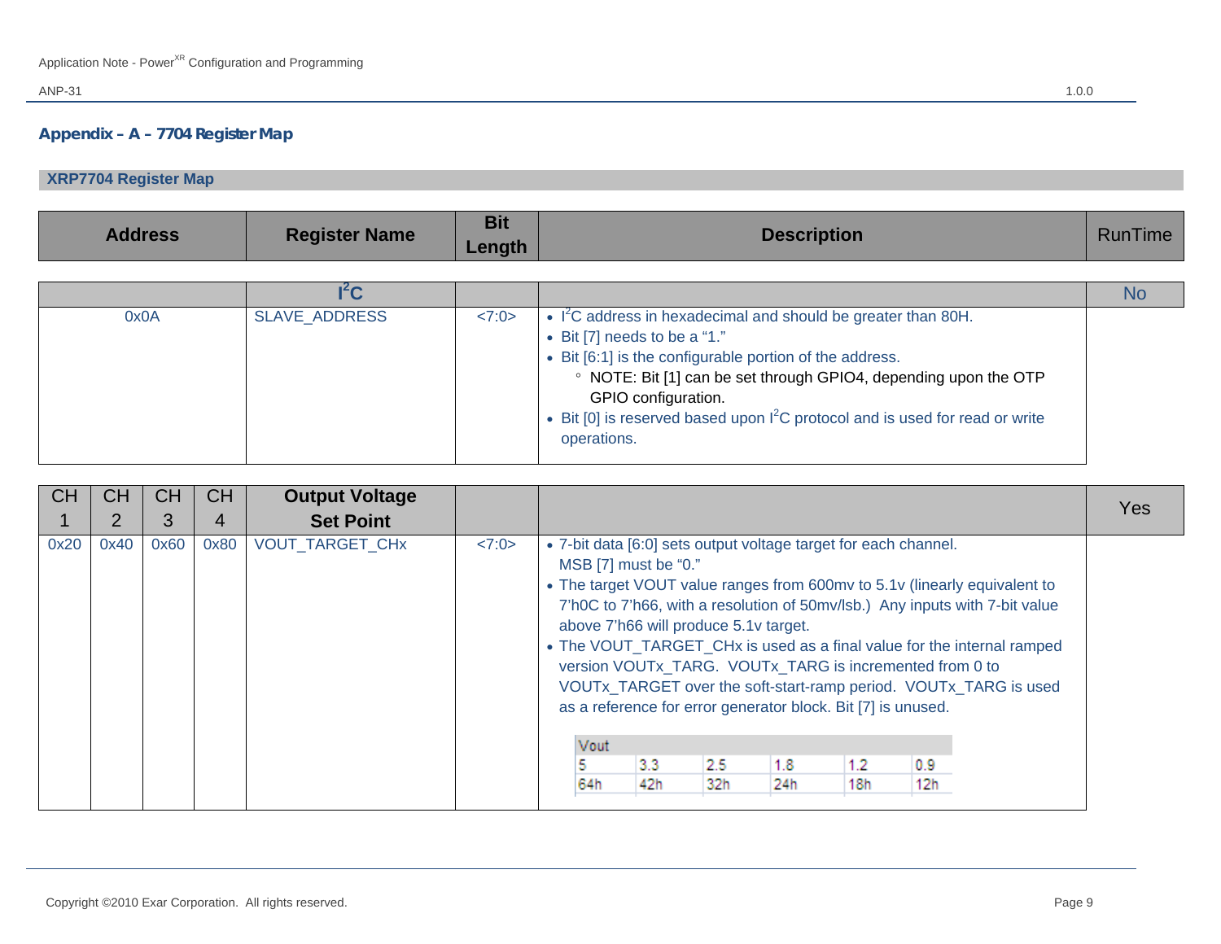## Appendix – A – 7704 Register Map

### XRP7704 Register Map

| Address | | | | Register Name | Bit Length | Description | RunTime |
|---|---|---|---|---|---|---|---|
| | | | | **I²C** | | | No |
| 0x0A | | | | SLAVE_ADDRESS | <7:0> | • I²C address in hexadecimal and should be greater than 80H.<br>• Bit [7] needs to be a "1."<br>• Bit [6:1] is the configurable portion of the address.<br>  ◦ NOTE: Bit [1] can be set through GPIO4, depending upon the OTP GPIO configuration.<br>• Bit [0] is reserved based upon I²C protocol and is used for read or write operations. | |
| CH 1 | CH 2 | CH 3 | CH 4 | **Output Voltage Set Point** | | | Yes |
| 0x20 | 0x40 | 0x60 | 0x80 | VOUT_TARGET_CHx | <7:0> | • 7-bit data [6:0] sets output voltage target for each channel. MSB [7] must be "0."<br>• The target VOUT value ranges from 600mv to 5.1v (linearly equivalent to 7'h0C to 7'h66, with a resolution of 50mv/lsb.) Any inputs with 7-bit value above 7'h66 will produce 5.1v target.<br>• The VOUT_TARGET_CHx is used as a final value for the internal ramped version VOUTx_TARG. VOUTx_TARG is incremented from 0 to VOUTx_TARGET over the soft-start-ramp period. VOUTx_TARG is used as a reference for error generator block. Bit [7] is unused.<br><br>Vout: 5 = 64h, 3.3 = 42h, 2.5 = 32h, 1.8 = 24h, 1.2 = 18h, 0.9 = 12h | |

| Vout | | | | | |
|---|---|---|---|---|---|
| 5 | 3.3 | 2.5 | 1.8 | 1.2 | 0.9 |
| 64h | 42h | 32h | 24h | 18h | 12h |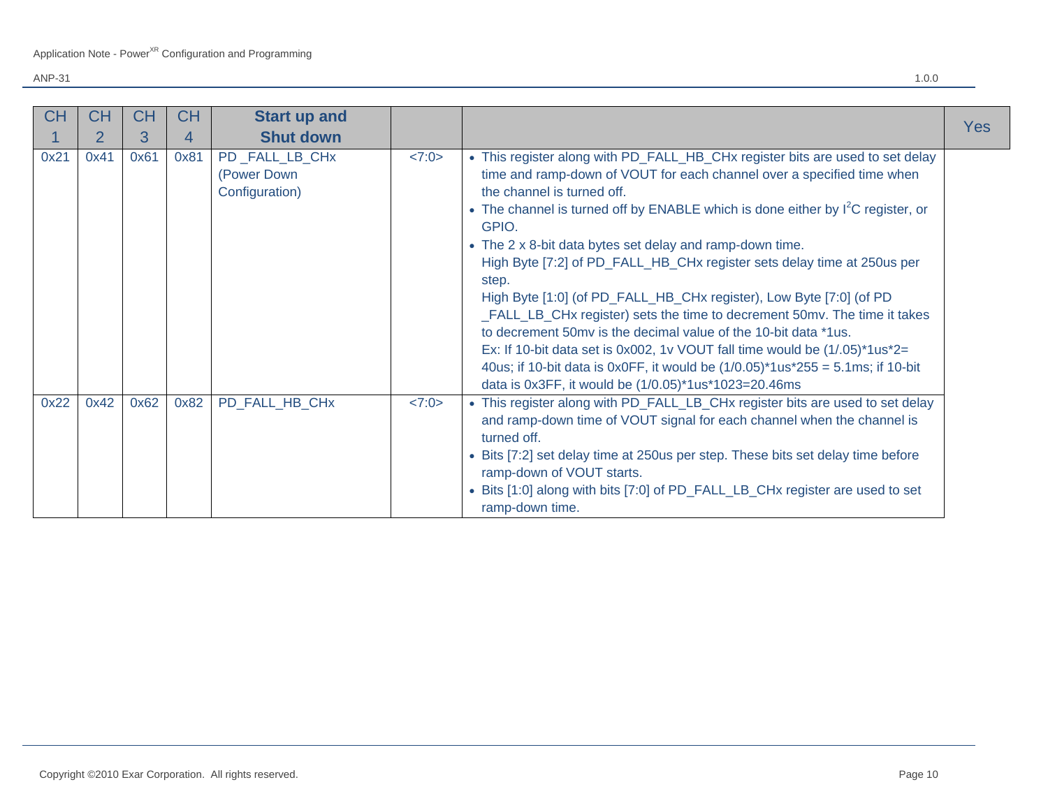| CH 1 | CH 2 | CH 3 | CH 4 | Start up and Shut down | | | Yes |
|---|---|---|---|---|---|---|---|
| 0x21 | 0x41 | 0x61 | 0x81 | PD _FALL_LB_CHx (Power Down Configuration) | <7:0> | • This register along with PD_FALL_HB_CHx register bits are used to set delay time and ramp-down of VOUT for each channel over a specified time when the channel is turned off.<br>• The channel is turned off by ENABLE which is done either by I$^2$C register, or GPIO.<br>• The 2 x 8-bit data bytes set delay and ramp-down time.<br>High Byte [7:2] of PD_FALL_HB_CHx register sets delay time at 250us per step.<br>High Byte [1:0] (of PD_FALL_HB_CHx register), Low Byte [7:0] (of PD _FALL_LB_CHx register) sets the time to decrement 50mv. The time it takes to decrement 50mv is the decimal value of the 10-bit data *1us.<br>Ex: If 10-bit data set is 0x002, 1v VOUT fall time would be (1/.05)*1us*2= 40us; if 10-bit data is 0x0FF, it would be (1/0.05)*1us*255 = 5.1ms; if 10-bit data is 0x3FF, it would be (1/0.05)*1us*1023=20.46ms | |
| 0x22 | 0x42 | 0x62 | 0x82 | PD_FALL_HB_CHx | <7:0> | • This register along with PD_FALL_LB_CHx register bits are used to set delay and ramp-down time of VOUT signal for each channel when the channel is turned off.<br>• Bits [7:2] set delay time at 250us per step. These bits set delay time before ramp-down of VOUT starts.<br>• Bits [1:0] along with bits [7:0] of PD_FALL_LB_CHx register are used to set ramp-down time. | |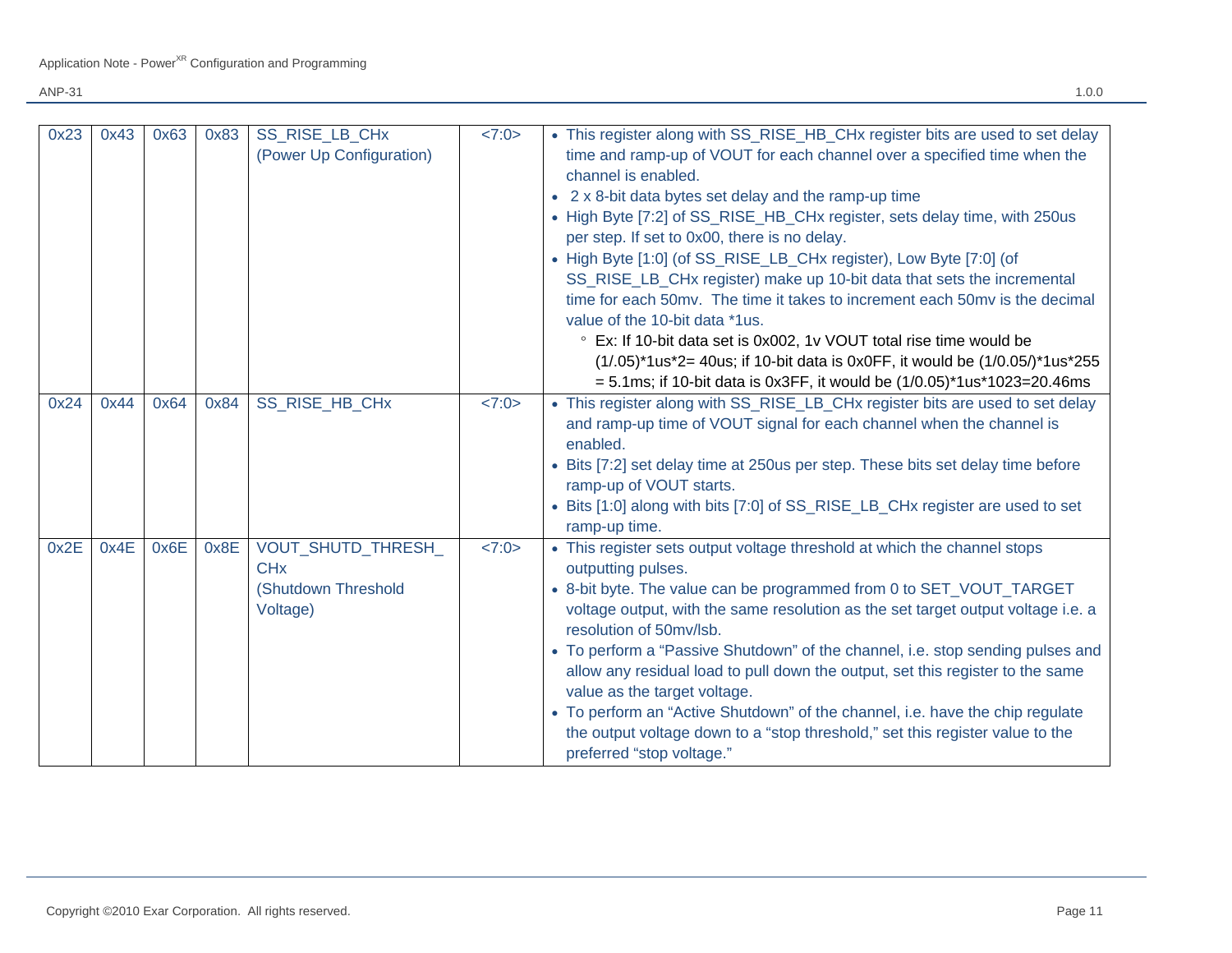| | | | | | | |
|---|---|---|---|---|---|---|
| 0x23 | 0x43 | 0x63 | 0x83 | SS_RISE_LB_CHx (Power Up Configuration) | <7:0> | • This register along with SS_RISE_HB_CHx register bits are used to set delay time and ramp-up of VOUT for each channel over a specified time when the channel is enabled.<br>• 2 x 8-bit data bytes set delay and the ramp-up time<br>• High Byte [7:2] of SS_RISE_HB_CHx register, sets delay time, with 250us per step. If set to 0x00, there is no delay.<br>• High Byte [1:0] (of SS_RISE_LB_CHx register), Low Byte [7:0] (of SS_RISE_LB_CHx register) make up 10-bit data that sets the incremental time for each 50mv. The time it takes to increment each 50mv is the decimal value of the 10-bit data *1us.<br>    ◦ Ex: If 10-bit data set is 0x002, 1v VOUT total rise time would be (1/.05)*1us*2= 40us; if 10-bit data is 0x0FF, it would be (1/0.05/)*1us*255 = 5.1ms; if 10-bit data is 0x3FF, it would be (1/0.05)*1us*1023=20.46ms |
| 0x24 | 0x44 | 0x64 | 0x84 | SS_RISE_HB_CHx | <7:0> | • This register along with SS_RISE_LB_CHx register bits are used to set delay and ramp-up time of VOUT signal for each channel when the channel is enabled.<br>• Bits [7:2] set delay time at 250us per step. These bits set delay time before ramp-up of VOUT starts.<br>• Bits [1:0] along with bits [7:0] of SS_RISE_LB_CHx register are used to set ramp-up time. |
| 0x2E | 0x4E | 0x6E | 0x8E | VOUT_SHUTD_THRESH_CHx (Shutdown Threshold Voltage) | <7:0> | • This register sets output voltage threshold at which the channel stops outputting pulses.<br>• 8-bit byte. The value can be programmed from 0 to SET_VOUT_TARGET voltage output, with the same resolution as the set target output voltage i.e. a resolution of 50mv/lsb.<br>• To perform a "Passive Shutdown" of the channel, i.e. stop sending pulses and allow any residual load to pull down the output, set this register to the same value as the target voltage.<br>• To perform an "Active Shutdown" of the channel, i.e. have the chip regulate the output voltage down to a "stop threshold," set this register value to the preferred "stop voltage." |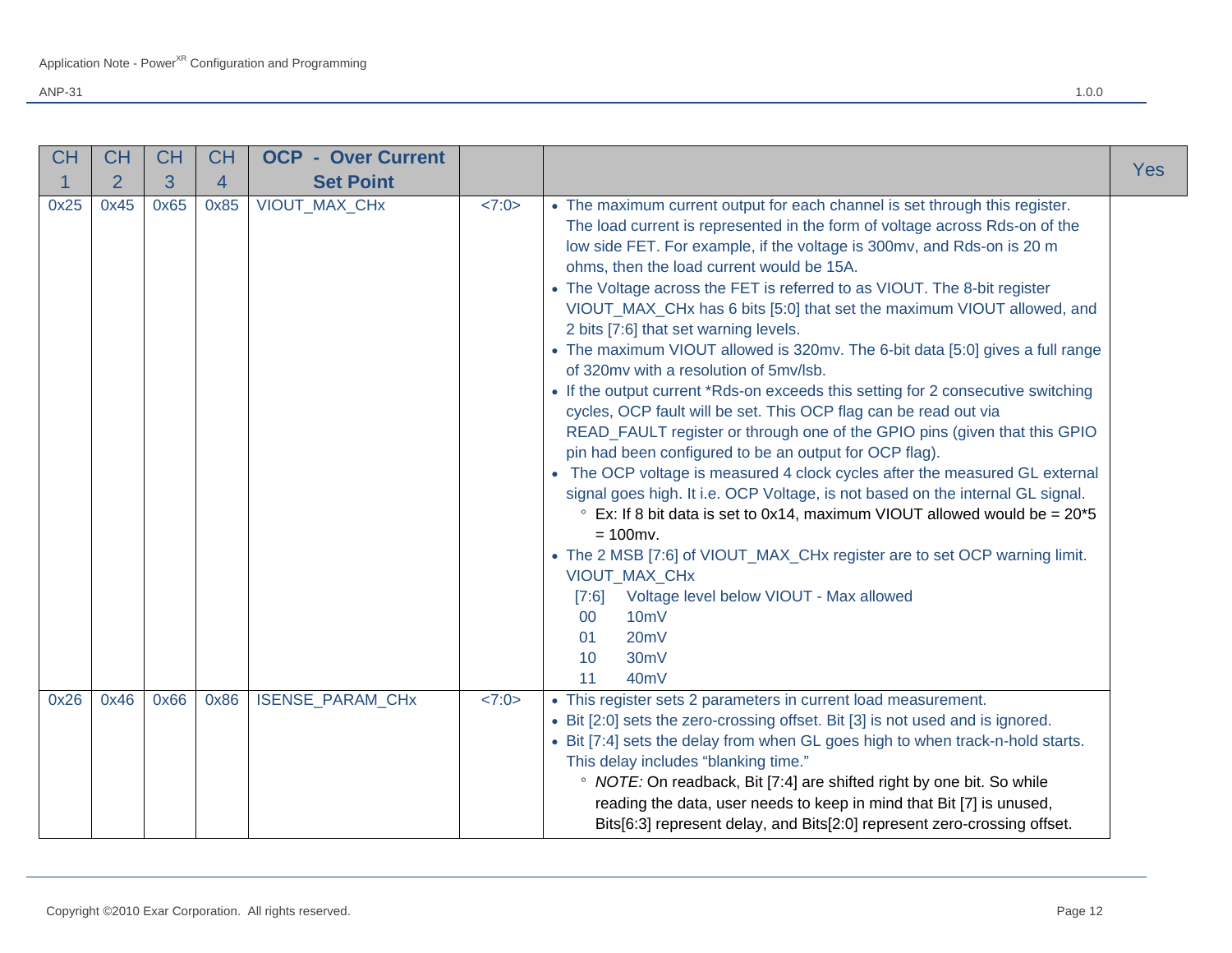| CH 1 | CH 2 | CH 3 | CH 4 | OCP - Over Current Set Point | | | Yes |
|---|---|---|---|---|---|---|---|
| 0x25 | 0x45 | 0x65 | 0x85 | VIOUT_MAX_CHx | <7:0> | • The maximum current output for each channel is set through this register. The load current is represented in the form of voltage across Rds-on of the low side FET. For example, if the voltage is 300mv, and Rds-on is 20 m ohms, then the load current would be 15A.<br>• The Voltage across the FET is referred to as VIOUT. The 8-bit register VIOUT_MAX_CHx has 6 bits [5:0] that set the maximum VIOUT allowed, and 2 bits [7:6] that set warning levels.<br>• The maximum VIOUT allowed is 320mv. The 6-bit data [5:0] gives a full range of 320mv with a resolution of 5mv/lsb.<br>• If the output current *Rds-on exceeds this setting for 2 consecutive switching cycles, OCP fault will be set. This OCP flag can be read out via READ_FAULT register or through one of the GPIO pins (given that this GPIO pin had been configured to be an output for OCP flag).<br>• The OCP voltage is measured 4 clock cycles after the measured GL external signal goes high. It i.e. OCP Voltage, is not based on the internal GL signal.<br>&nbsp;&nbsp;◦ Ex: If 8 bit data is set to 0x14, maximum VIOUT allowed would be = 20*5 = 100mv.<br>• The 2 MSB [7:6] of VIOUT_MAX_CHx register are to set OCP warning limit.<br>VIOUT_MAX_CHx<br>[7:6] Voltage level below VIOUT - Max allowed<br>00 10mV<br>01 20mV<br>10 30mV<br>11 40mV | |
| 0x26 | 0x46 | 0x66 | 0x86 | ISENSE_PARAM_CHx | <7:0> | • This register sets 2 parameters in current load measurement.<br>• Bit [2:0] sets the zero-crossing offset. Bit [3] is not used and is ignored.<br>• Bit [7:4] sets the delay from when GL goes high to when track-n-hold starts. This delay includes "blanking time."<br>&nbsp;&nbsp;◦ *NOTE:* On readback, Bit [7:4] are shifted right by one bit. So while reading the data, user needs to keep in mind that Bit [7] is unused, Bits[6:3] represent delay, and Bits[2:0] represent zero-crossing offset. | |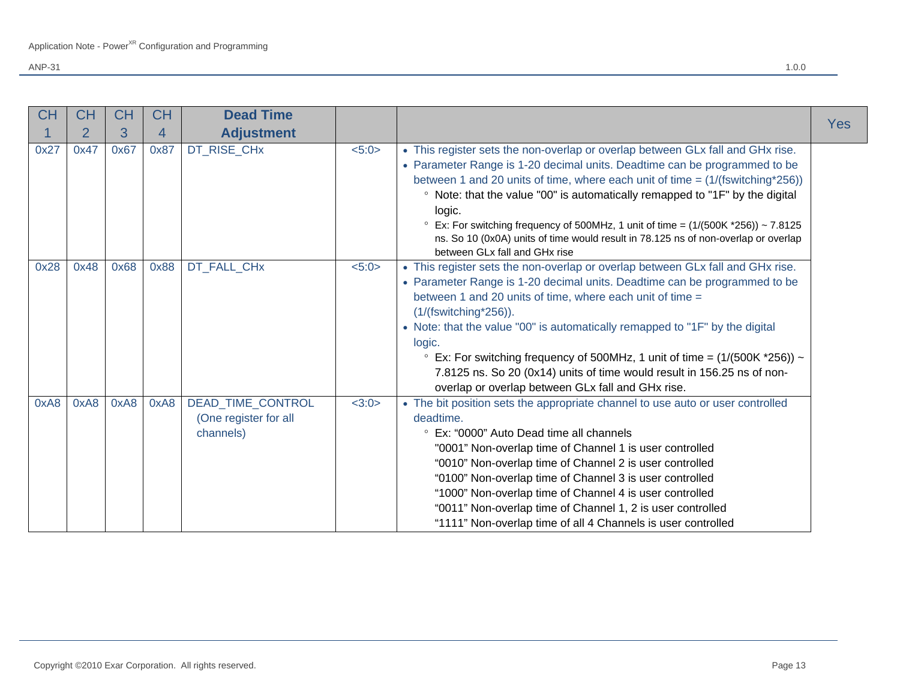| CH 1 | CH 2 | CH 3 | CH 4 | Dead Time Adjustment | | | Yes |
|---|---|---|---|---|---|---|---|
| 0x27 | 0x47 | 0x67 | 0x87 | DT_RISE_CHx | <5:0> | • This register sets the non-overlap or overlap between GLx fall and GHx rise.<br>• Parameter Range is 1-20 decimal units. Deadtime can be programmed to be between 1 and 20 units of time, where each unit of time = (1/(fswitching*256))<br>    ◦ Note: that the value "00" is automatically remapped to "1F" by the digital logic.<br>    ◦ Ex: For switching frequency of 500MHz, 1 unit of time = (1/(500K *256)) ~ 7.8125 ns. So 10 (0x0A) units of time would result in 78.125 ns of non-overlap or overlap between GLx fall and GHx rise | |
| 0x28 | 0x48 | 0x68 | 0x88 | DT_FALL_CHx | <5:0> | • This register sets the non-overlap or overlap between GLx fall and GHx rise.<br>• Parameter Range is 1-20 decimal units. Deadtime can be programmed to be between 1 and 20 units of time, where each unit of time = (1/(fswitching*256)).<br>• Note: that the value "00" is automatically remapped to "1F" by the digital logic.<br>    ◦ Ex: For switching frequency of 500MHz, 1 unit of time = (1/(500K *256)) ~ 7.8125 ns. So 20 (0x14) units of time would result in 156.25 ns of non-overlap or overlap between GLx fall and GHx rise. | |
| 0xA8 | 0xA8 | 0xA8 | 0xA8 | DEAD_TIME_CONTROL (One register for all channels) | <3:0> | • The bit position sets the appropriate channel to use auto or user controlled deadtime.<br>    ◦ Ex: "0000" Auto Dead time all channels<br>    "0001" Non-overlap time of Channel 1 is user controlled<br>    "0010" Non-overlap time of Channel 2 is user controlled<br>    "0100" Non-overlap time of Channel 3 is user controlled<br>    "1000" Non-overlap time of Channel 4 is user controlled<br>    "0011" Non-overlap time of Channel 1, 2 is user controlled<br>    "1111" Non-overlap time of all 4 Channels is user controlled | |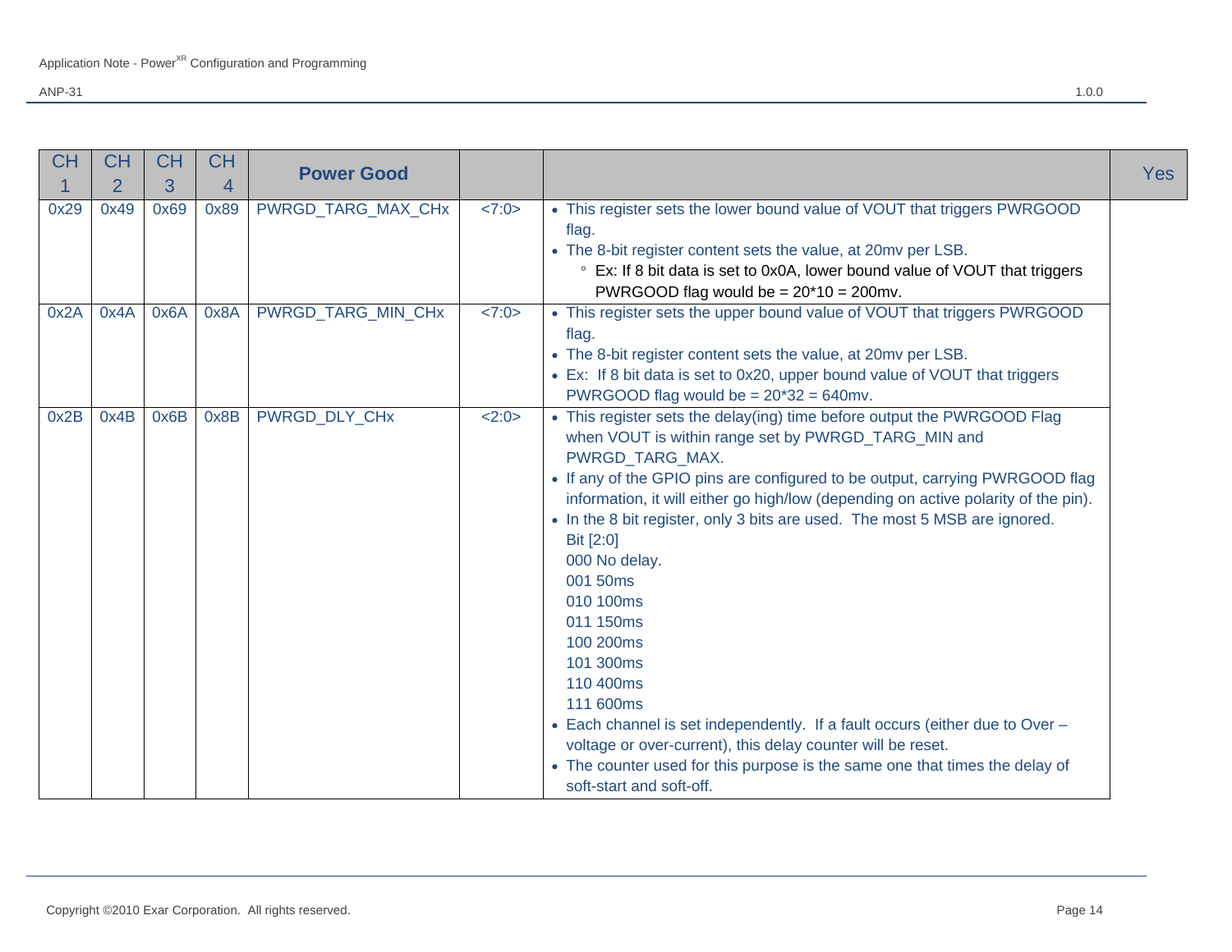| CH 1 | CH 2 | CH 3 | CH 4 | Power Good | | | Yes |
|---|---|---|---|---|---|---|---|
| 0x29 | 0x49 | 0x69 | 0x89 | PWRGD_TARG_MAX_CHx | <7:0> | • This register sets the lower bound value of VOUT that triggers PWRGOOD flag.<br>• The 8-bit register content sets the value, at 20mv per LSB.<br>  ◦ Ex: If 8 bit data is set to 0x0A, lower bound value of VOUT that triggers PWRGOOD flag would be = 20*10 = 200mv. | |
| 0x2A | 0x4A | 0x6A | 0x8A | PWRGD_TARG_MIN_CHx | <7:0> | • This register sets the upper bound value of VOUT that triggers PWRGOOD flag.<br>• The 8-bit register content sets the value, at 20mv per LSB.<br>• Ex:  If 8 bit data is set to 0x20, upper bound value of VOUT that triggers PWRGOOD flag would be = 20*32 = 640mv. | |
| 0x2B | 0x4B | 0x6B | 0x8B | PWRGD_DLY_CHx | <2:0> | • This register sets the delay(ing) time before output the PWRGOOD Flag when VOUT is within range set by PWRGD_TARG_MIN and PWRGD_TARG_MAX.<br>• If any of the GPIO pins are configured to be output, carrying PWRGOOD flag information, it will either go high/low (depending on active polarity of the pin).<br>• In the 8 bit register, only 3 bits are used.  The most 5 MSB are ignored.<br>Bit [2:0]<br>000 No delay.<br>001 50ms<br>010 100ms<br>011 150ms<br>100 200ms<br>101 300ms<br>110 400ms<br>111 600ms<br>• Each channel is set independently.  If a fault occurs (either due to Over – voltage or over-current), this delay counter will be reset.<br>• The counter used for this purpose is the same one that times the delay of soft-start and soft-off. | |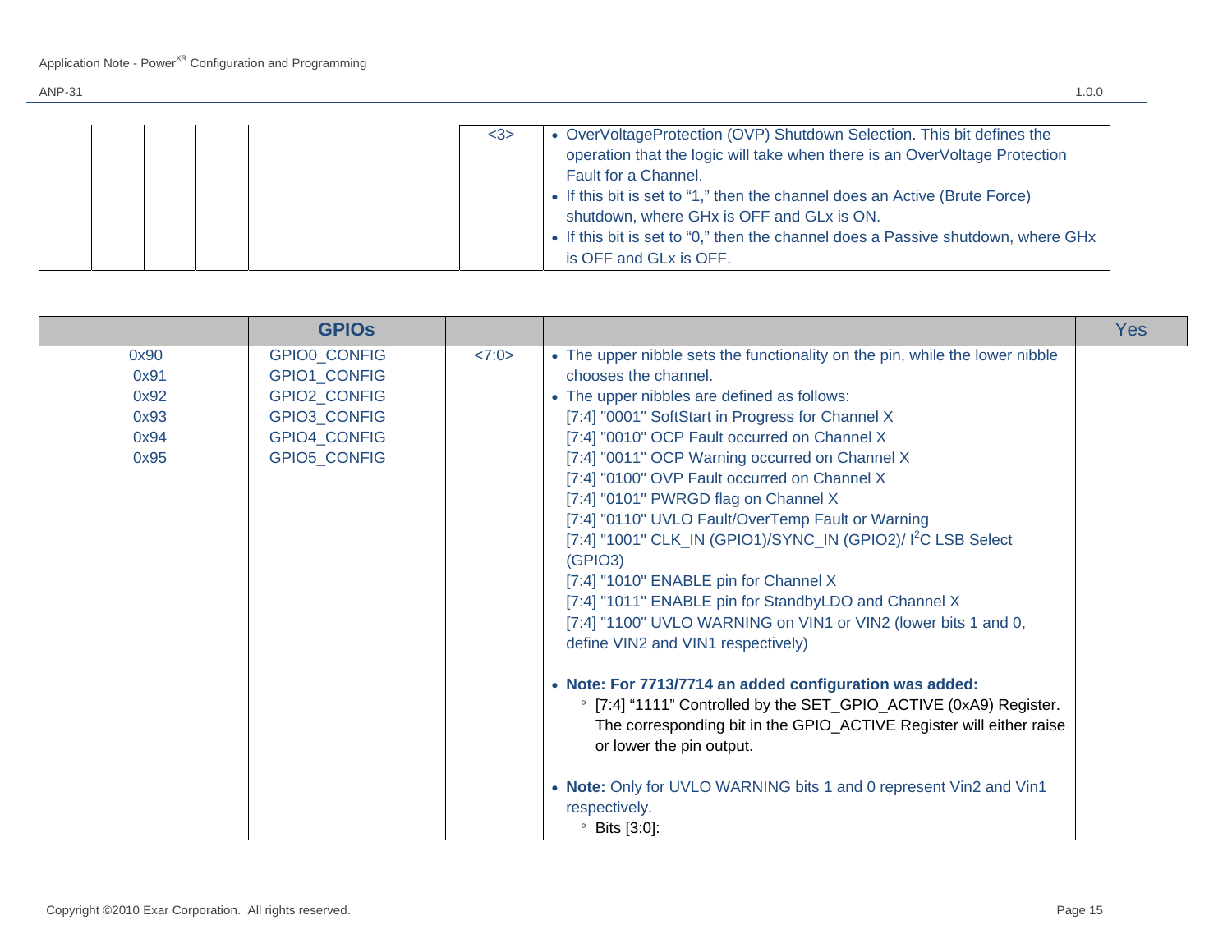| | | | | | | |
|---|---|---|---|---|---|---|
| | | | | | <3> | • OverVoltageProtection (OVP) Shutdown Selection. This bit defines the operation that the logic will take when there is an OverVoltage Protection Fault for a Channel.<br>• If this bit is set to "1," then the channel does an Active (Brute Force) shutdown, where GHx is OFF and GLx is ON.<br>• If this bit is set to "0," then the channel does a Passive shutdown, where GHx is OFF and GLx is OFF. |

| | GPIOs | | | Yes |
|---|---|---|---|---|
| 0x90<br>0x91<br>0x92<br>0x93<br>0x94<br>0x95 | GPIO0_CONFIG<br>GPIO1_CONFIG<br>GPIO2_CONFIG<br>GPIO3_CONFIG<br>GPIO4_CONFIG<br>GPIO5_CONFIG | <7:0> | • The upper nibble sets the functionality on the pin, while the lower nibble chooses the channel.<br>• The upper nibbles are defined as follows:<br>[7:4] "0001" SoftStart in Progress for Channel X<br>[7:4] "0010" OCP Fault occurred on Channel X<br>[7:4] "0011" OCP Warning occurred on Channel X<br>[7:4] "0100" OVP Fault occurred on Channel X<br>[7:4] "0101" PWRGD flag on Channel X<br>[7:4] "0110" UVLO Fault/OverTemp Fault or Warning<br>[7:4] "1001" CLK_IN (GPIO1)/SYNC_IN (GPIO2)/ I$^2$C LSB Select (GPIO3)<br>[7:4] "1010" ENABLE pin for Channel X<br>[7:4] "1011" ENABLE pin for StandbyLDO and Channel X<br>[7:4] "1100" UVLO WARNING on VIN1 or VIN2 (lower bits 1 and 0, define VIN2 and VIN1 respectively)<br><br>• **Note: For 7713/7714 an added configuration was added:**<br>&nbsp;&nbsp;◦ [7:4] "1111" Controlled by the SET_GPIO_ACTIVE (0xA9) Register. The corresponding bit in the GPIO_ACTIVE Register will either raise or lower the pin output.<br><br>• **Note:** Only for UVLO WARNING bits 1 and 0 represent Vin2 and Vin1 respectively.<br>&nbsp;&nbsp;◦ Bits [3:0]: | |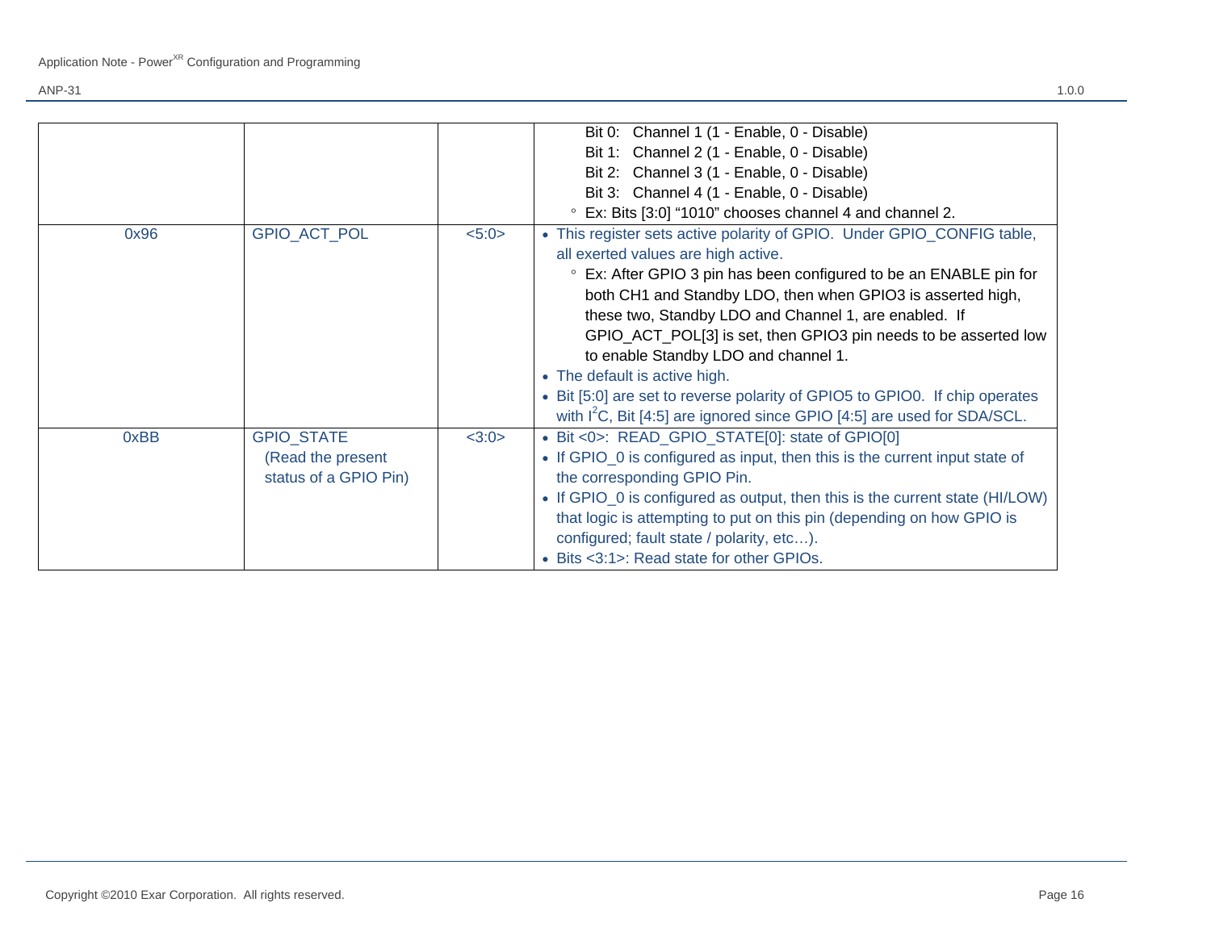| | | | |
|---|---|---|---|
| | | | Bit 0: Channel 1 (1 - Enable, 0 - Disable)<br>Bit 1: Channel 2 (1 - Enable, 0 - Disable)<br>Bit 2: Channel 3 (1 - Enable, 0 - Disable)<br>Bit 3: Channel 4 (1 - Enable, 0 - Disable)<br>◦ Ex: Bits [3:0] "1010" chooses channel 4 and channel 2. |
| 0x96 | GPIO_ACT_POL | <5:0> | • This register sets active polarity of GPIO. Under GPIO_CONFIG table, all exerted values are high active.<br>◦ Ex: After GPIO 3 pin has been configured to be an ENABLE pin for both CH1 and Standby LDO, then when GPIO3 is asserted high, these two, Standby LDO and Channel 1, are enabled. If GPIO_ACT_POL[3] is set, then GPIO3 pin needs to be asserted low to enable Standby LDO and channel 1.<br>• The default is active high.<br>• Bit [5:0] are set to reverse polarity of GPIO5 to GPIO0. If chip operates with $I^2C$, Bit [4:5] are ignored since GPIO [4:5] are used for SDA/SCL. |
| 0xBB | GPIO_STATE (Read the present status of a GPIO Pin) | <3:0> | • Bit <0>: READ_GPIO_STATE[0]: state of GPIO[0]<br>• If GPIO_0 is configured as input, then this is the current input state of the corresponding GPIO Pin.<br>• If GPIO_0 is configured as output, then this is the current state (HI/LOW) that logic is attempting to put on this pin (depending on how GPIO is configured; fault state / polarity, etc…).<br>• Bits <3:1>: Read state for other GPIOs. |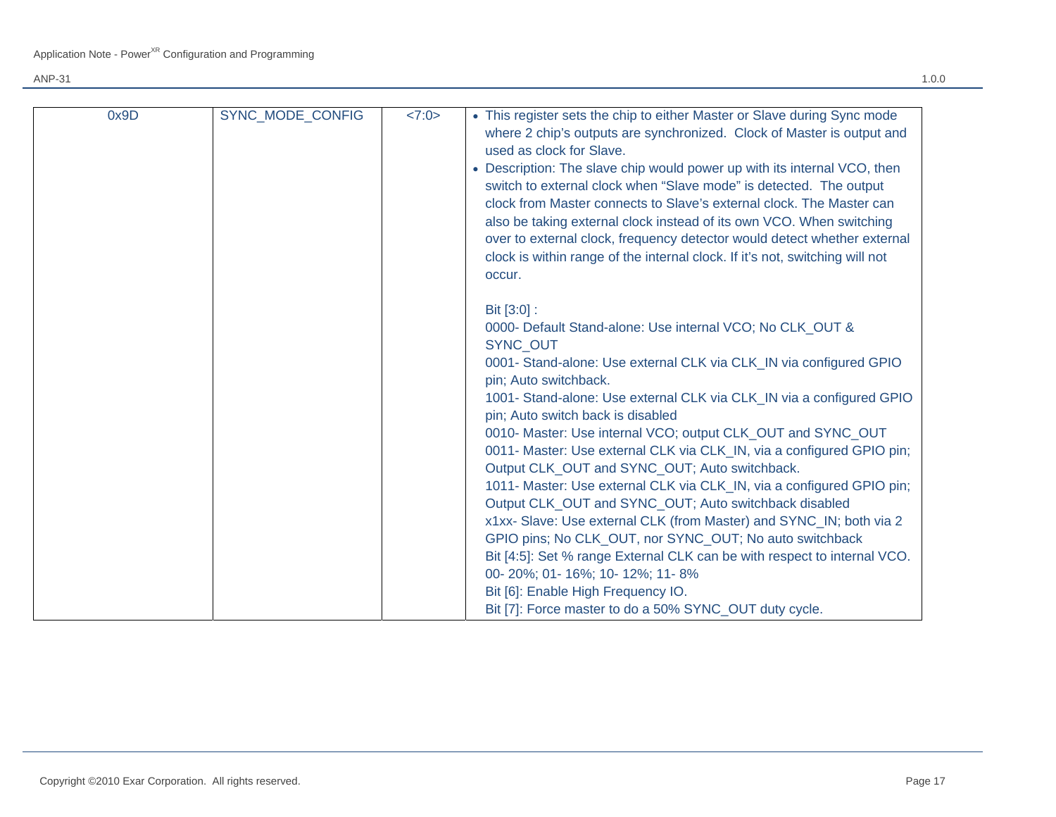| | | | |
|---|---|---|---|
| 0x9D | SYNC_MODE_CONFIG | <7:0> | • This register sets the chip to either Master or Slave during Sync mode where 2 chip's outputs are synchronized. Clock of Master is output and used as clock for Slave.<br>• Description: The slave chip would power up with its internal VCO, then switch to external clock when "Slave mode" is detected. The output clock from Master connects to Slave's external clock. The Master can also be taking external clock instead of its own VCO. When switching over to external clock, frequency detector would detect whether external clock is within range of the internal clock. If it's not, switching will not occur.<br><br>Bit [3:0] :<br>0000- Default Stand-alone: Use internal VCO; No CLK_OUT & SYNC_OUT<br>0001- Stand-alone: Use external CLK via CLK_IN via configured GPIO pin; Auto switchback.<br>1001- Stand-alone: Use external CLK via CLK_IN via a configured GPIO pin; Auto switch back is disabled<br>0010- Master: Use internal VCO; output CLK_OUT and SYNC_OUT<br>0011- Master: Use external CLK via CLK_IN, via a configured GPIO pin; Output CLK_OUT and SYNC_OUT; Auto switchback.<br>1011- Master: Use external CLK via CLK_IN, via a configured GPIO pin; Output CLK_OUT and SYNC_OUT; Auto switchback disabled<br>x1xx- Slave: Use external CLK (from Master) and SYNC_IN; both via 2 GPIO pins; No CLK_OUT, nor SYNC_OUT; No auto switchback<br>Bit [4:5]: Set % range External CLK can be with respect to internal VCO. 00- 20%; 01- 16%; 10- 12%; 11- 8%<br>Bit [6]: Enable High Frequency IO.<br>Bit [7]: Force master to do a 50% SYNC_OUT duty cycle. |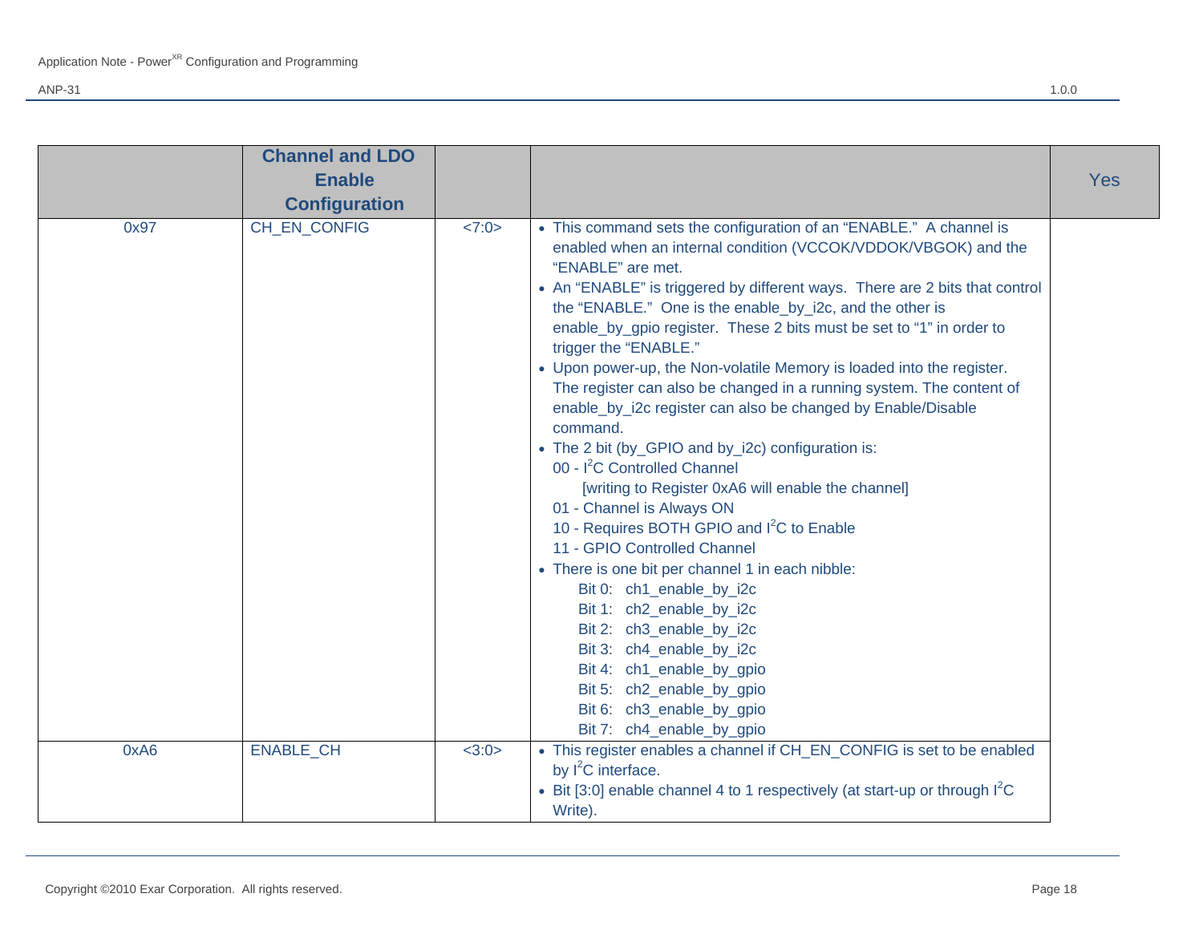| | Channel and LDO Enable Configuration | | | Yes |
|---|---|---|---|---|
| 0x97 | CH_EN_CONFIG | <7:0> | • This command sets the configuration of an "ENABLE." A channel is enabled when an internal condition (VCCOK/VDDOK/VBGOK) and the "ENABLE" are met.<br>• An "ENABLE" is triggered by different ways. There are 2 bits that control the "ENABLE." One is the enable_by_i2c, and the other is enable_by_gpio register. These 2 bits must be set to "1" in order to trigger the "ENABLE."<br>• Upon power-up, the Non-volatile Memory is loaded into the register. The register can also be changed in a running system. The content of enable_by_i2c register can also be changed by Enable/Disable command.<br>• The 2 bit (by_GPIO and by_i2c) configuration is:<br>00 - I²C Controlled Channel<br>[writing to Register 0xA6 will enable the channel]<br>01 - Channel is Always ON<br>10 - Requires BOTH GPIO and I²C to Enable<br>11 - GPIO Controlled Channel<br>• There is one bit per channel 1 in each nibble:<br>Bit 0: ch1_enable_by_i2c<br>Bit 1: ch2_enable_by_i2c<br>Bit 2: ch3_enable_by_i2c<br>Bit 3: ch4_enable_by_i2c<br>Bit 4: ch1_enable_by_gpio<br>Bit 5: ch2_enable_by_gpio<br>Bit 6: ch3_enable_by_gpio<br>Bit 7: ch4_enable_by_gpio | |
| 0xA6 | ENABLE_CH | <3:0> | • This register enables a channel if CH_EN_CONFIG is set to be enabled by I²C interface.<br>• Bit [3:0] enable channel 4 to 1 respectively (at start-up or through I²C Write). | |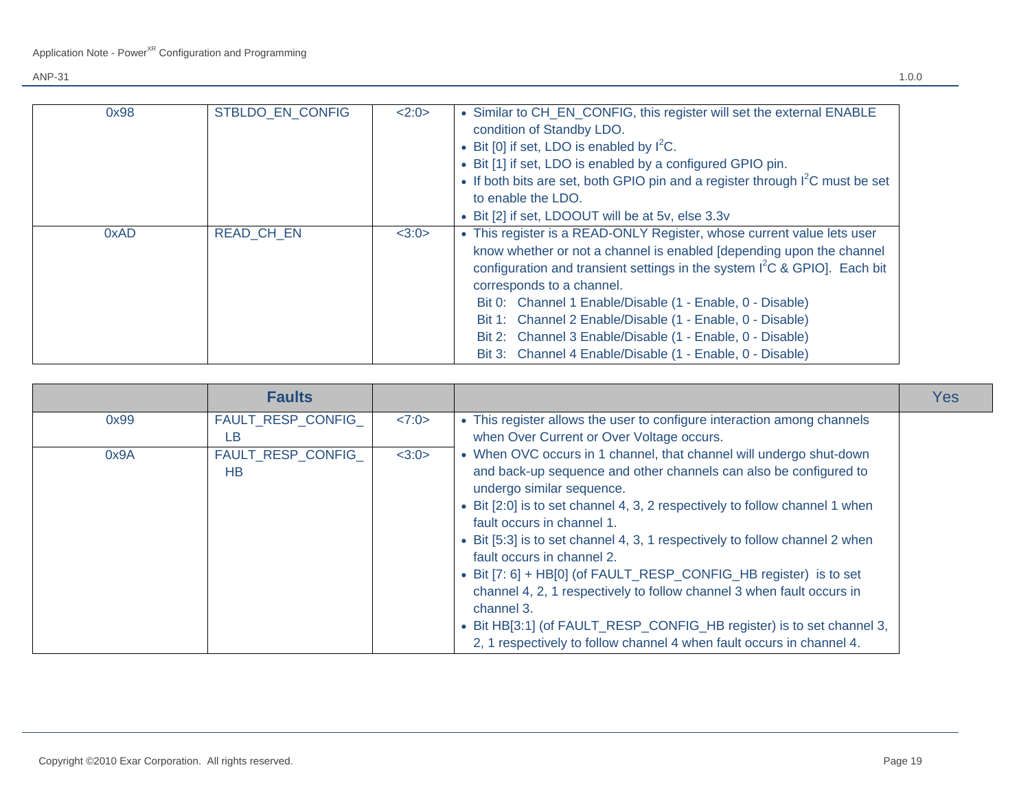| 0x98 | STBLDO_EN_CONFIG | <2:0> | • Similar to CH_EN_CONFIG, this register will set the external ENABLE condition of Standby LDO.<br>• Bit [0] if set, LDO is enabled by $I^2C$.<br>• Bit [1] if set, LDO is enabled by a configured GPIO pin.<br>• If both bits are set, both GPIO pin and a register through $I^2C$ must be set to enable the LDO.<br>• Bit [2] if set, LDOOUT will be at 5v, else 3.3v | |
|---|---|---|---|---|
| 0xAD | READ_CH_EN | <3:0> | • This register is a READ-ONLY Register, whose current value lets user know whether or not a channel is enabled [depending upon the channel configuration and transient settings in the system $I^2C$ & GPIO]. Each bit corresponds to a channel.<br>Bit 0: Channel 1 Enable/Disable (1 - Enable, 0 - Disable)<br>Bit 1: Channel 2 Enable/Disable (1 - Enable, 0 - Disable)<br>Bit 2: Channel 3 Enable/Disable (1 - Enable, 0 - Disable)<br>Bit 3: Channel 4 Enable/Disable (1 - Enable, 0 - Disable) | |
| | **Faults** | | | Yes |
| 0x99 | FAULT_RESP_CONFIG_LB | <7:0> | • This register allows the user to configure interaction among channels when Over Current or Over Voltage occurs.<br>• When OVC occurs in 1 channel, that channel will undergo shut-down and back-up sequence and other channels can also be configured to undergo similar sequence.<br>• Bit [2:0] is to set channel 4, 3, 2 respectively to follow channel 1 when fault occurs in channel 1.<br>• Bit [5:3] is to set channel 4, 3, 1 respectively to follow channel 2 when fault occurs in channel 2.<br>• Bit [7: 6] + HB[0] (of FAULT_RESP_CONFIG_HB register) is to set channel 4, 2, 1 respectively to follow channel 3 when fault occurs in channel 3.<br>• Bit HB[3:1] (of FAULT_RESP_CONFIG_HB register) is to set channel 3, 2, 1 respectively to follow channel 4 when fault occurs in channel 4. | |
| 0x9A | FAULT_RESP_CONFIG_HB | <3:0> | | |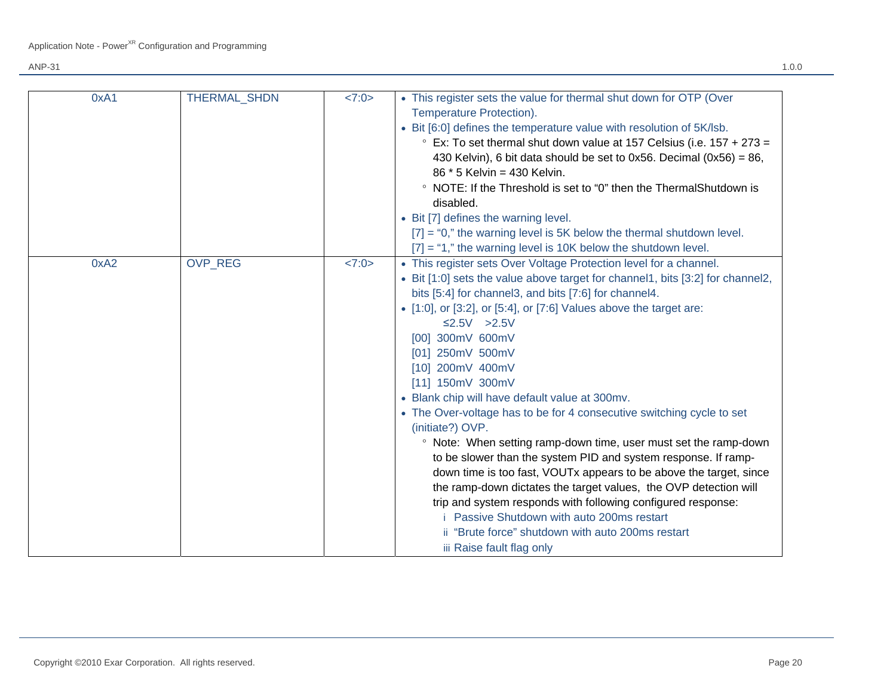| 0xA1 | THERMAL_SHDN | <7:0> | • This register sets the value for thermal shut down for OTP (Over Temperature Protection).<br>• Bit [6:0] defines the temperature value with resolution of 5K/lsb.<br>&nbsp;&nbsp;&nbsp;&nbsp;◦ Ex: To set thermal shut down value at 157 Celsius (i.e. 157 + 273 = 430 Kelvin), 6 bit data should be set to 0x56. Decimal (0x56) = 86, 86 * 5 Kelvin = 430 Kelvin.<br>&nbsp;&nbsp;&nbsp;&nbsp;◦ NOTE: If the Threshold is set to "0" then the ThermalShutdown is disabled.<br>• Bit [7] defines the warning level.<br>[7] = "0," the warning level is 5K below the thermal shutdown level.<br>[7] = "1," the warning level is 10K below the shutdown level. |
|---|---|---|---|
| 0xA2 | OVP_REG | <7:0> | • This register sets Over Voltage Protection level for a channel.<br>• Bit [1:0] sets the value above target for channel1, bits [3:2] for channel2, bits [5:4] for channel3, and bits [7:6] for channel4.<br>• [1:0], or [3:2], or [5:4], or [7:6] Values above the target are:<br>&nbsp;&nbsp;&nbsp;&nbsp;&nbsp;&nbsp;&nbsp;&nbsp;≤2.5V &nbsp;&nbsp;>2.5V<br>[00] 300mV 600mV<br>[01] 250mV 500mV<br>[10] 200mV 400mV<br>[11] 150mV 300mV<br>• Blank chip will have default value at 300mv.<br>• The Over-voltage has to be for 4 consecutive switching cycle to set (initiate?) OVP.<br>&nbsp;&nbsp;&nbsp;&nbsp;◦ Note: When setting ramp-down time, user must set the ramp-down to be slower than the system PID and system response. If ramp-down time is too fast, VOUTx appears to be above the target, since the ramp-down dictates the target values, the OVP detection will trip and system responds with following configured response:<br>&nbsp;&nbsp;&nbsp;&nbsp;&nbsp;&nbsp;&nbsp;&nbsp;i Passive Shutdown with auto 200ms restart<br>&nbsp;&nbsp;&nbsp;&nbsp;&nbsp;&nbsp;&nbsp;&nbsp;ii "Brute force" shutdown with auto 200ms restart<br>&nbsp;&nbsp;&nbsp;&nbsp;&nbsp;&nbsp;&nbsp;&nbsp;iii Raise fault flag only |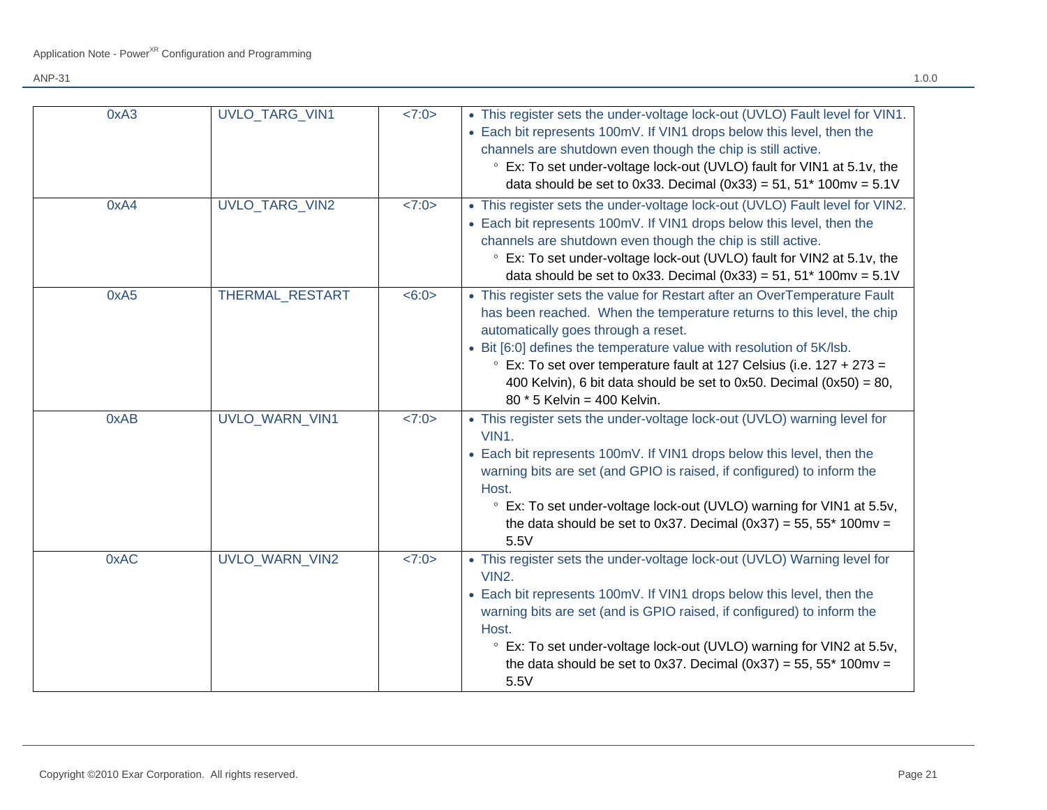| 0xA3 | UVLO_TARG_VIN1 | <7:0> | • This register sets the under-voltage lock-out (UVLO) Fault level for VIN1.<br>• Each bit represents 100mV. If VIN1 drops below this level, then the channels are shutdown even though the chip is still active.<br>  ◦ Ex: To set under-voltage lock-out (UVLO) fault for VIN1 at 5.1v, the data should be set to 0x33. Decimal (0x33) = 51, 51* 100mv = 5.1V |
|---|---|---|---|
| 0xA4 | UVLO_TARG_VIN2 | <7:0> | • This register sets the under-voltage lock-out (UVLO) Fault level for VIN2.<br>• Each bit represents 100mV. If VIN1 drops below this level, then the channels are shutdown even though the chip is still active.<br>  ◦ Ex: To set under-voltage lock-out (UVLO) fault for VIN2 at 5.1v, the data should be set to 0x33. Decimal (0x33) = 51, 51* 100mv = 5.1V |
| 0xA5 | THERMAL_RESTART | <6:0> | • This register sets the value for Restart after an OverTemperature Fault has been reached. When the temperature returns to this level, the chip automatically goes through a reset.<br>• Bit [6:0] defines the temperature value with resolution of 5K/lsb.<br>  ◦ Ex: To set over temperature fault at 127 Celsius (i.e. 127 + 273 = 400 Kelvin), 6 bit data should be set to 0x50. Decimal (0x50) = 80, 80 * 5 Kelvin = 400 Kelvin. |
| 0xAB | UVLO_WARN_VIN1 | <7:0> | • This register sets the under-voltage lock-out (UVLO) warning level for VIN1.<br>• Each bit represents 100mV. If VIN1 drops below this level, then the warning bits are set (and GPIO is raised, if configured) to inform the Host.<br>  ◦ Ex: To set under-voltage lock-out (UVLO) warning for VIN1 at 5.5v, the data should be set to 0x37. Decimal (0x37) = 55, 55* 100mv = 5.5V |
| 0xAC | UVLO_WARN_VIN2 | <7:0> | • This register sets the under-voltage lock-out (UVLO) Warning level for VIN2.<br>• Each bit represents 100mV. If VIN1 drops below this level, then the warning bits are set (and is GPIO raised, if configured) to inform the Host.<br>  ◦ Ex: To set under-voltage lock-out (UVLO) warning for VIN2 at 5.5v, the data should be set to 0x37. Decimal (0x37) = 55, 55* 100mv = 5.5V |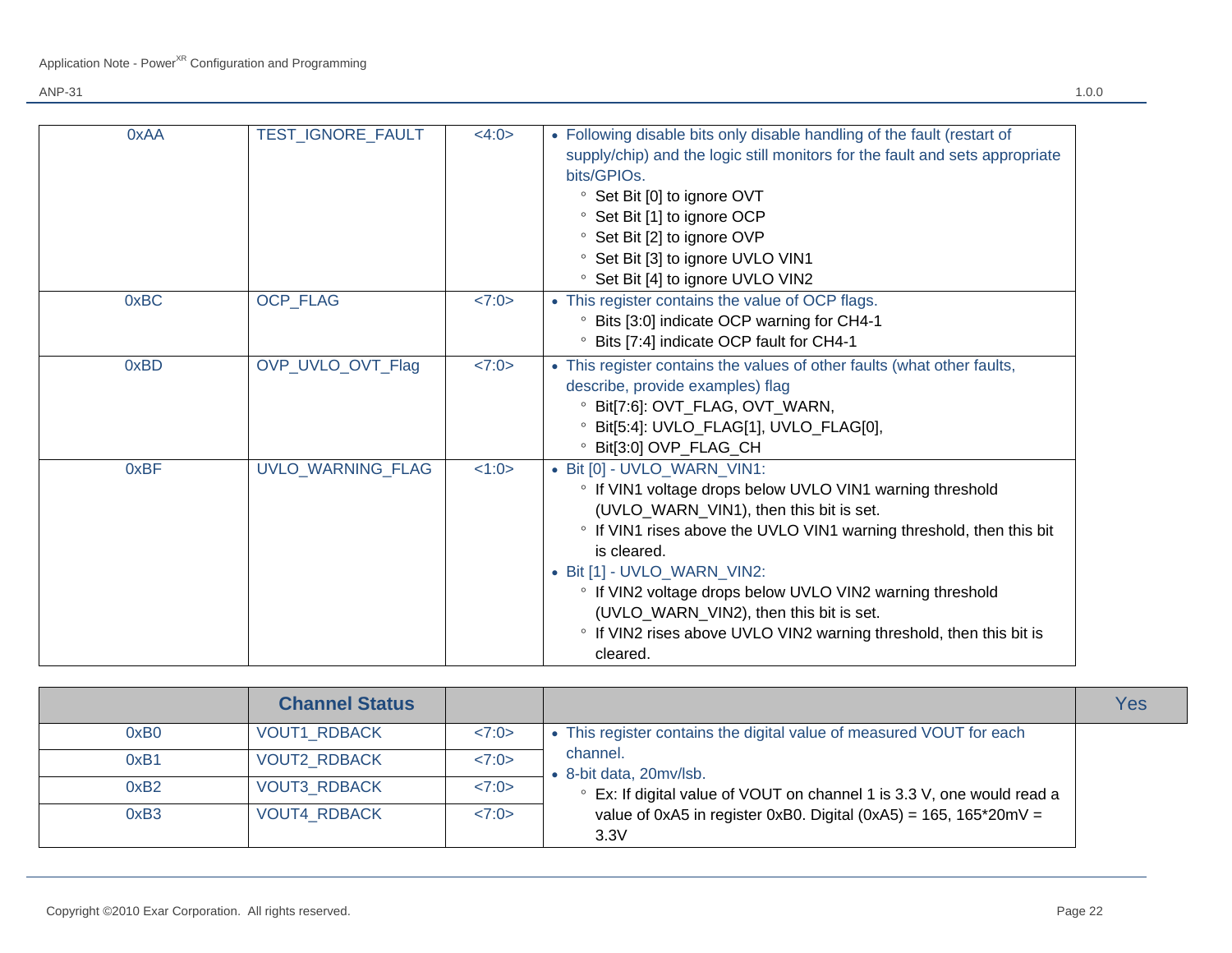| | | | |
|---|---|---|---|
| 0xAA | TEST_IGNORE_FAULT | <4:0> | • Following disable bits only disable handling of the fault (restart of supply/chip) and the logic still monitors for the fault and sets appropriate bits/GPIOs.<br>◦ Set Bit [0] to ignore OVT<br>◦ Set Bit [1] to ignore OCP<br>◦ Set Bit [2] to ignore OVP<br>◦ Set Bit [3] to ignore UVLO VIN1<br>◦ Set Bit [4] to ignore UVLO VIN2 |
| 0xBC | OCP_FLAG | <7:0> | • This register contains the value of OCP flags.<br>◦ Bits [3:0] indicate OCP warning for CH4-1<br>◦ Bits [7:4] indicate OCP fault for CH4-1 |
| 0xBD | OVP_UVLO_OVT_Flag | <7:0> | • This register contains the values of other faults (what other faults, describe, provide examples) flag<br>◦ Bit[7:6]: OVT_FLAG, OVT_WARN,<br>◦ Bit[5:4]: UVLO_FLAG[1], UVLO_FLAG[0],<br>◦ Bit[3:0] OVP_FLAG_CH |
| 0xBF | UVLO_WARNING_FLAG | <1:0> | • Bit [0] - UVLO_WARN_VIN1:<br>◦ If VIN1 voltage drops below UVLO VIN1 warning threshold (UVLO_WARN_VIN1), then this bit is set.<br>◦ If VIN1 rises above the UVLO VIN1 warning threshold, then this bit is cleared.<br>• Bit [1] - UVLO_WARN_VIN2:<br>◦ If VIN2 voltage drops below UVLO VIN2 warning threshold (UVLO_WARN_VIN2), then this bit is set.<br>◦ If VIN2 rises above UVLO VIN2 warning threshold, then this bit is cleared. |

| | **Channel Status** | | | Yes |
|---|---|---|---|---|
| 0xB0 | VOUT1_RDBACK | <7:0> | • This register contains the digital value of measured VOUT for each channel.<br>• 8-bit data, 20mv/lsb.<br>◦ Ex: If digital value of VOUT on channel 1 is 3.3 V, one would read a value of 0xA5 in register 0xB0. Digital (0xA5) = 165, 165*20mV = 3.3V | |
| 0xB1 | VOUT2_RDBACK | <7:0> | | |
| 0xB2 | VOUT3_RDBACK | <7:0> | | |
| 0xB3 | VOUT4_RDBACK | <7:0> | | |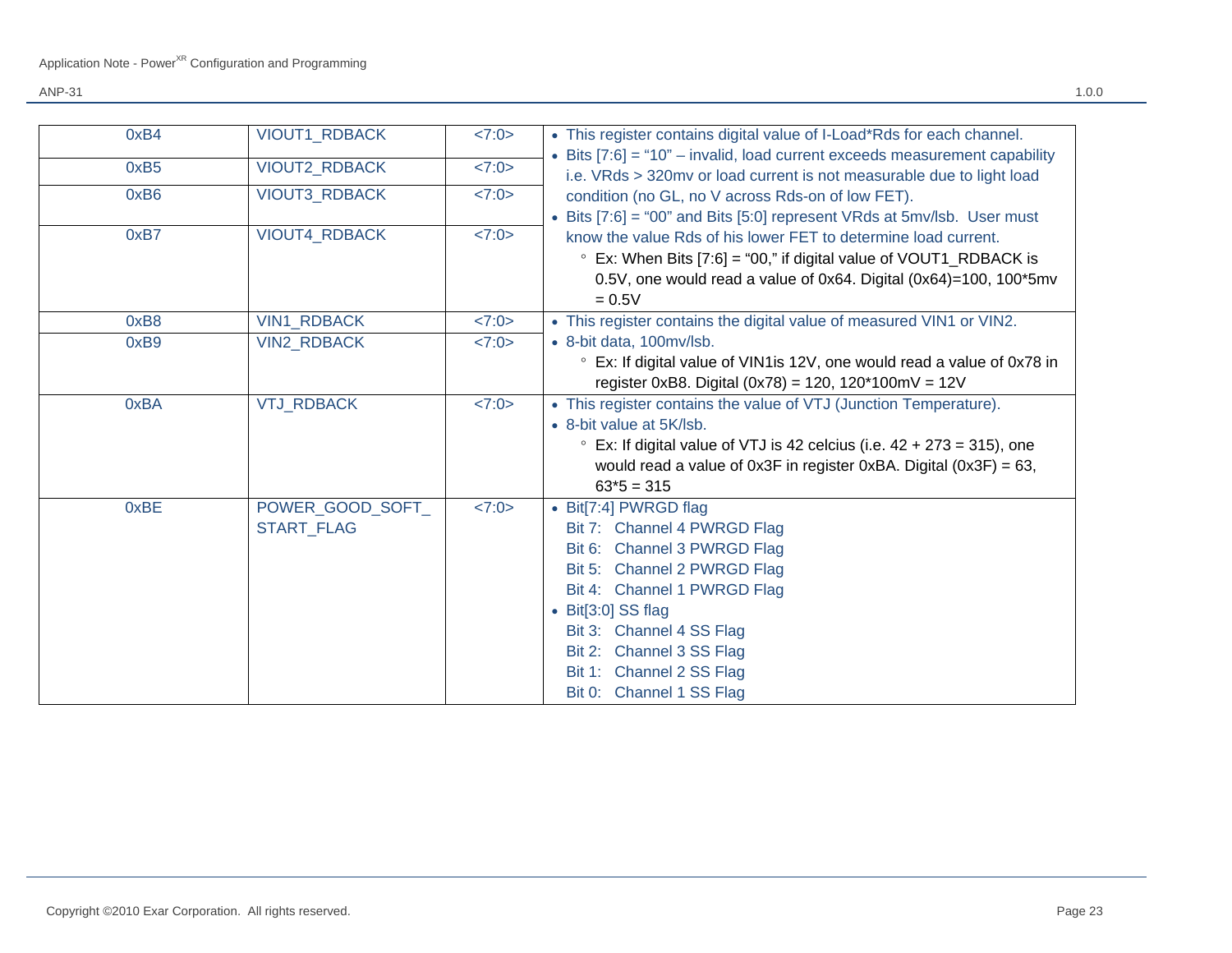| | | | |
|---|---|---|---|
| 0xB4 | VIOUT1_RDBACK | <7:0> | • This register contains digital value of I-Load*Rds for each channel.<br>• Bits [7:6] = "10" – invalid, load current exceeds measurement capability i.e. VRds > 320mv or load current is not measurable due to light load condition (no GL, no V across Rds-on of low FET).<br>• Bits [7:6] = "00" and Bits [5:0] represent VRds at 5mv/lsb. User must know the value Rds of his lower FET to determine load current.<br>&nbsp;&nbsp;&nbsp;&nbsp;◦ Ex: When Bits [7:6] = "00," if digital value of VOUT1_RDBACK is 0.5V, one would read a value of 0x64. Digital (0x64)=100, 100*5mv = 0.5V |
| 0xB5 | VIOUT2_RDBACK | <7:0> | |
| 0xB6 | VIOUT3_RDBACK | <7:0> | |
| 0xB7 | VIOUT4_RDBACK | <7:0> | |
| 0xB8 | VIN1_RDBACK | <7:0> | • This register contains the digital value of measured VIN1 or VIN2.<br>• 8-bit data, 100mv/lsb.<br>&nbsp;&nbsp;&nbsp;&nbsp;◦ Ex: If digital value of VIN1is 12V, one would read a value of 0x78 in register 0xB8. Digital (0x78) = 120, 120*100mV = 12V |
| 0xB9 | VIN2_RDBACK | <7:0> | |
| 0xBA | VTJ_RDBACK | <7:0> | • This register contains the value of VTJ (Junction Temperature).<br>• 8-bit value at 5K/lsb.<br>&nbsp;&nbsp;&nbsp;&nbsp;◦ Ex: If digital value of VTJ is 42 celcius (i.e. 42 + 273 = 315), one would read a value of 0x3F in register 0xBA. Digital (0x3F) = 63, 63*5 = 315 |
| 0xBE | POWER_GOOD_SOFT_START_FLAG | <7:0> | • Bit[7:4] PWRGD flag<br>Bit 7: Channel 4 PWRGD Flag<br>Bit 6: Channel 3 PWRGD Flag<br>Bit 5: Channel 2 PWRGD Flag<br>Bit 4: Channel 1 PWRGD Flag<br>• Bit[3:0] SS flag<br>Bit 3: Channel 4 SS Flag<br>Bit 2: Channel 3 SS Flag<br>Bit 1: Channel 2 SS Flag<br>Bit 0: Channel 1 SS Flag |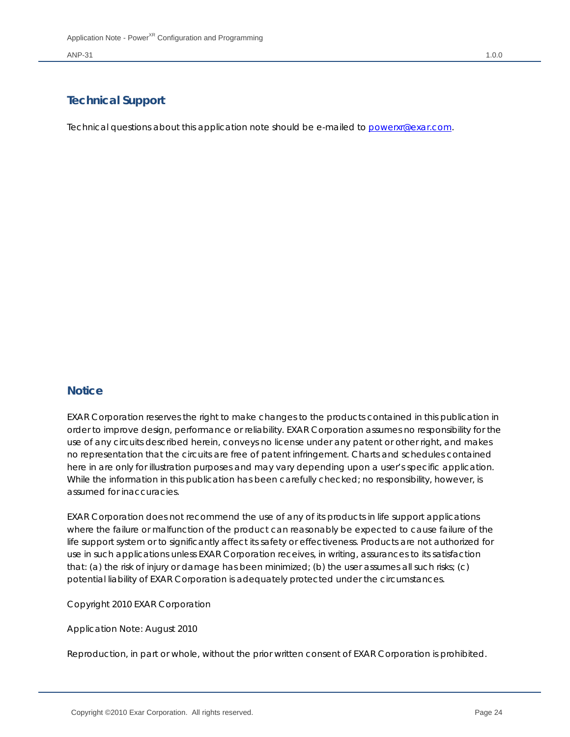## Technical Support

Technical questions about this application note should be e-mailed to powerxr@exar.com.

## Notice

EXAR Corporation reserves the right to make changes to the products contained in this publication in order to improve design, performance or reliability. EXAR Corporation assumes no responsibility for the use of any circuits described herein, conveys no license under any patent or other right, and makes no representation that the circuits are free of patent infringement. Charts and schedules contained here in are only for illustration purposes and may vary depending upon a user's specific application. While the information in this publication has been carefully checked; no responsibility, however, is assumed for inaccuracies.

EXAR Corporation does not recommend the use of any of its products in life support applications where the failure or malfunction of the product can reasonably be expected to cause failure of the life support system or to significantly affect its safety or effectiveness. Products are not authorized for use in such applications unless EXAR Corporation receives, in writing, assurances to its satisfaction that: (a) the risk of injury or damage has been minimized; (b) the user assumes all such risks; (c) potential liability of EXAR Corporation is adequately protected under the circumstances.

Copyright 2010 EXAR Corporation

Application Note: August 2010

Reproduction, in part or whole, without the prior written consent of EXAR Corporation is prohibited.